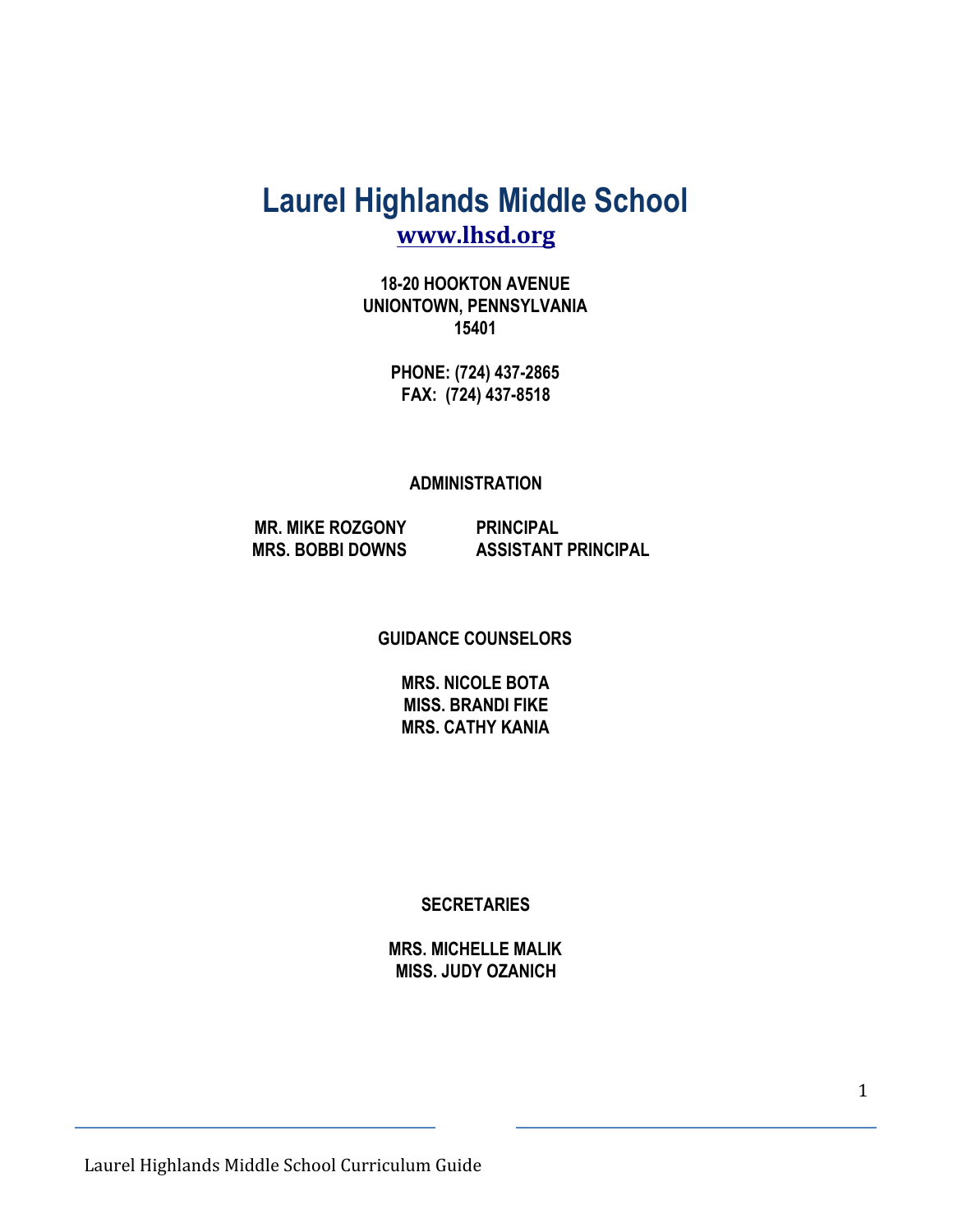# Laurel Highlands Middle School

**www.lhsd.org**

**18-20 HOOKTON AVENUE**
**UNIONTOWN, PENNSYLVANIA**
**15401**

**PHONE: (724) 437-2865**
**FAX: (724) 437-8518**

## ADMINISTRATION

| | |
|---|---|
| **MR. MIKE ROZGONY** | **PRINCIPAL** |
| **MRS. BOBBI DOWNS** | **ASSISTANT PRINCIPAL** |

## GUIDANCE COUNSELORS

**MRS. NICOLE BOTA**
**MISS. BRANDI FIKE**
**MRS. CATHY KANIA**

## SECRETARIES

**MRS. MICHELLE MALIK**
**MISS. JUDY OZANICH**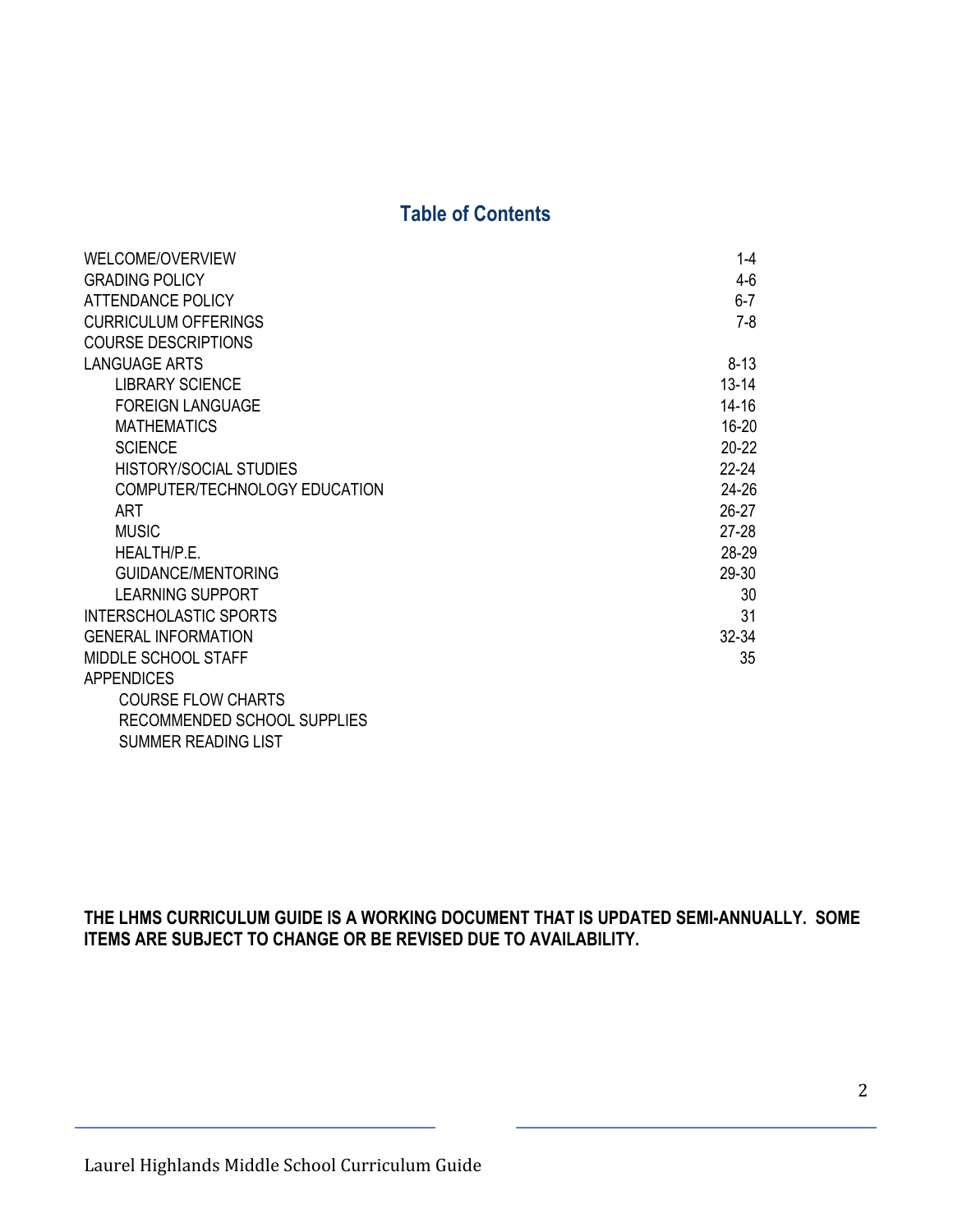## Table of Contents

| | |
|---|---|
| WELCOME/OVERVIEW | 1-4 |
| GRADING POLICY | 4-6 |
| ATTENDANCE POLICY | 6-7 |
| CURRICULUM OFFERINGS | 7-8 |
| COURSE DESCRIPTIONS | |
| LANGUAGE ARTS | 8-13 |
| LIBRARY SCIENCE | 13-14 |
| FOREIGN LANGUAGE | 14-16 |
| MATHEMATICS | 16-20 |
| SCIENCE | 20-22 |
| HISTORY/SOCIAL STUDIES | 22-24 |
| COMPUTER/TECHNOLOGY EDUCATION | 24-26 |
| ART | 26-27 |
| MUSIC | 27-28 |
| HEALTH/P.E. | 28-29 |
| GUIDANCE/MENTORING | 29-30 |
| LEARNING SUPPORT | 30 |
| INTERSCHOLASTIC SPORTS | 31 |
| GENERAL INFORMATION | 32-34 |
| MIDDLE SCHOOL STAFF | 35 |
| APPENDICES | |
| COURSE FLOW CHARTS | |
| RECOMMENDED SCHOOL SUPPLIES | |
| SUMMER READING LIST | |

**THE LHMS CURRICULUM GUIDE IS A WORKING DOCUMENT THAT IS UPDATED SEMI-ANNUALLY. SOME ITEMS ARE SUBJECT TO CHANGE OR BE REVISED DUE TO AVAILABILITY.**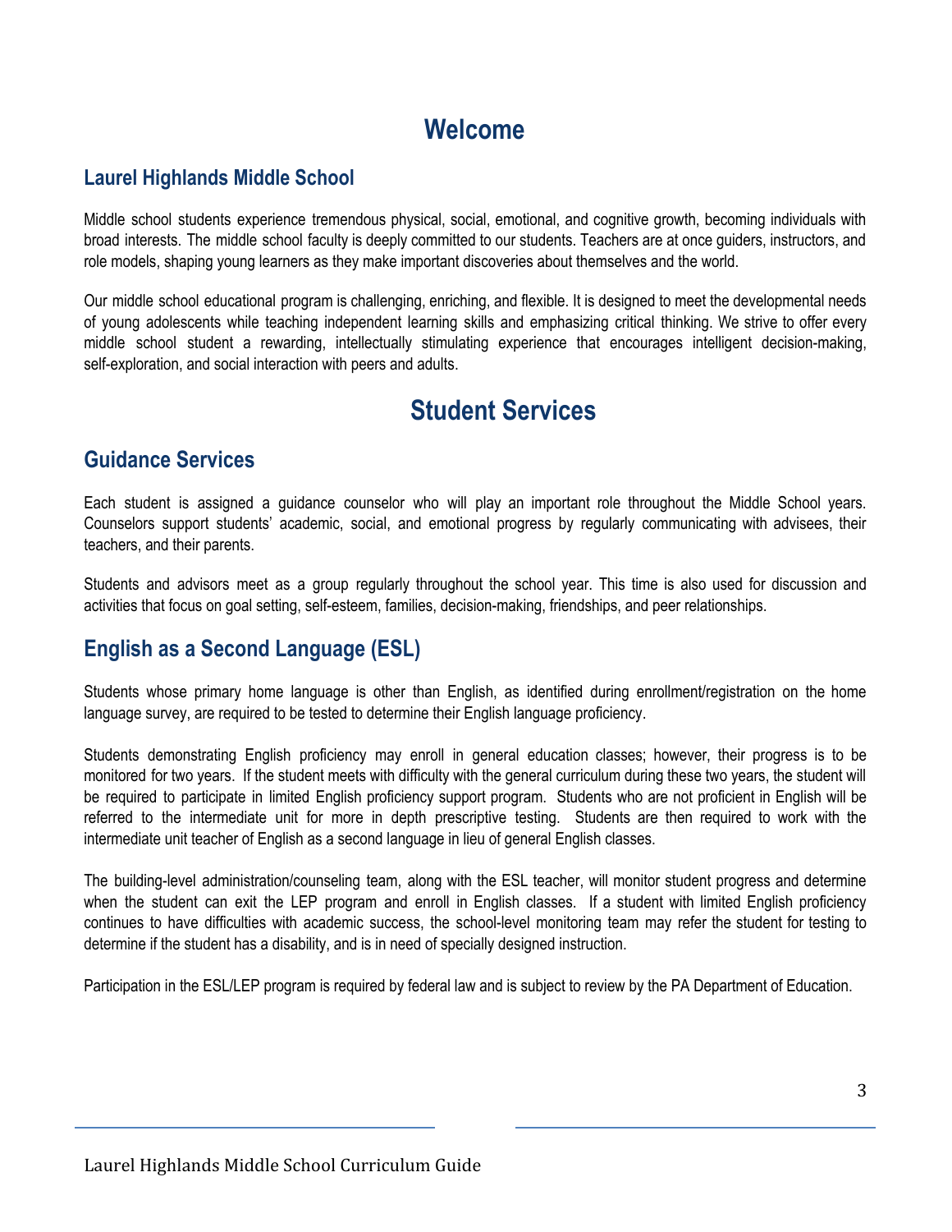# Welcome

## Laurel Highlands Middle School

Middle school students experience tremendous physical, social, emotional, and cognitive growth, becoming individuals with broad interests. The middle school faculty is deeply committed to our students. Teachers are at once guiders, instructors, and role models, shaping young learners as they make important discoveries about themselves and the world.

Our middle school educational program is challenging, enriching, and flexible. It is designed to meet the developmental needs of young adolescents while teaching independent learning skills and emphasizing critical thinking. We strive to offer every middle school student a rewarding, intellectually stimulating experience that encourages intelligent decision-making, self-exploration, and social interaction with peers and adults.

# Student Services

## Guidance Services

Each student is assigned a guidance counselor who will play an important role throughout the Middle School years. Counselors support students' academic, social, and emotional progress by regularly communicating with advisees, their teachers, and their parents.

Students and advisors meet as a group regularly throughout the school year. This time is also used for discussion and activities that focus on goal setting, self-esteem, families, decision-making, friendships, and peer relationships.

## English as a Second Language (ESL)

Students whose primary home language is other than English, as identified during enrollment/registration on the home language survey, are required to be tested to determine their English language proficiency.

Students demonstrating English proficiency may enroll in general education classes; however, their progress is to be monitored for two years. If the student meets with difficulty with the general curriculum during these two years, the student will be required to participate in limited English proficiency support program. Students who are not proficient in English will be referred to the intermediate unit for more in depth prescriptive testing. Students are then required to work with the intermediate unit teacher of English as a second language in lieu of general English classes.

The building-level administration/counseling team, along with the ESL teacher, will monitor student progress and determine when the student can exit the LEP program and enroll in English classes. If a student with limited English proficiency continues to have difficulties with academic success, the school-level monitoring team may refer the student for testing to determine if the student has a disability, and is in need of specially designed instruction.

Participation in the ESL/LEP program is required by federal law and is subject to review by the PA Department of Education.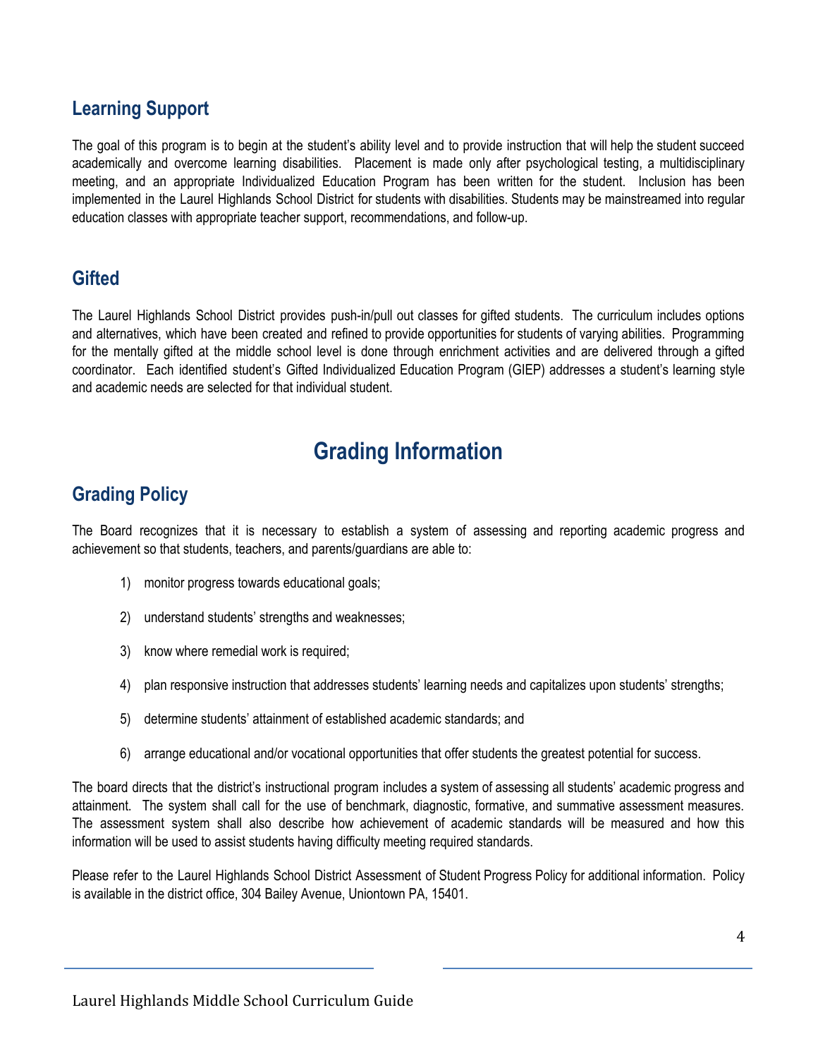## Learning Support

The goal of this program is to begin at the student's ability level and to provide instruction that will help the student succeed academically and overcome learning disabilities. Placement is made only after psychological testing, a multidisciplinary meeting, and an appropriate Individualized Education Program has been written for the student. Inclusion has been implemented in the Laurel Highlands School District for students with disabilities. Students may be mainstreamed into regular education classes with appropriate teacher support, recommendations, and follow-up.

## Gifted

The Laurel Highlands School District provides push-in/pull out classes for gifted students. The curriculum includes options and alternatives, which have been created and refined to provide opportunities for students of varying abilities. Programming for the mentally gifted at the middle school level is done through enrichment activities and are delivered through a gifted coordinator. Each identified student's Gifted Individualized Education Program (GIEP) addresses a student's learning style and academic needs are selected for that individual student.

# Grading Information

## Grading Policy

The Board recognizes that it is necessary to establish a system of assessing and reporting academic progress and achievement so that students, teachers, and parents/guardians are able to:

1) monitor progress towards educational goals;
2) understand students' strengths and weaknesses;
3) know where remedial work is required;
4) plan responsive instruction that addresses students' learning needs and capitalizes upon students' strengths;
5) determine students' attainment of established academic standards; and
6) arrange educational and/or vocational opportunities that offer students the greatest potential for success.

The board directs that the district's instructional program includes a system of assessing all students' academic progress and attainment. The system shall call for the use of benchmark, diagnostic, formative, and summative assessment measures. The assessment system shall also describe how achievement of academic standards will be measured and how this information will be used to assist students having difficulty meeting required standards.

Please refer to the Laurel Highlands School District Assessment of Student Progress Policy for additional information. Policy is available in the district office, 304 Bailey Avenue, Uniontown PA, 15401.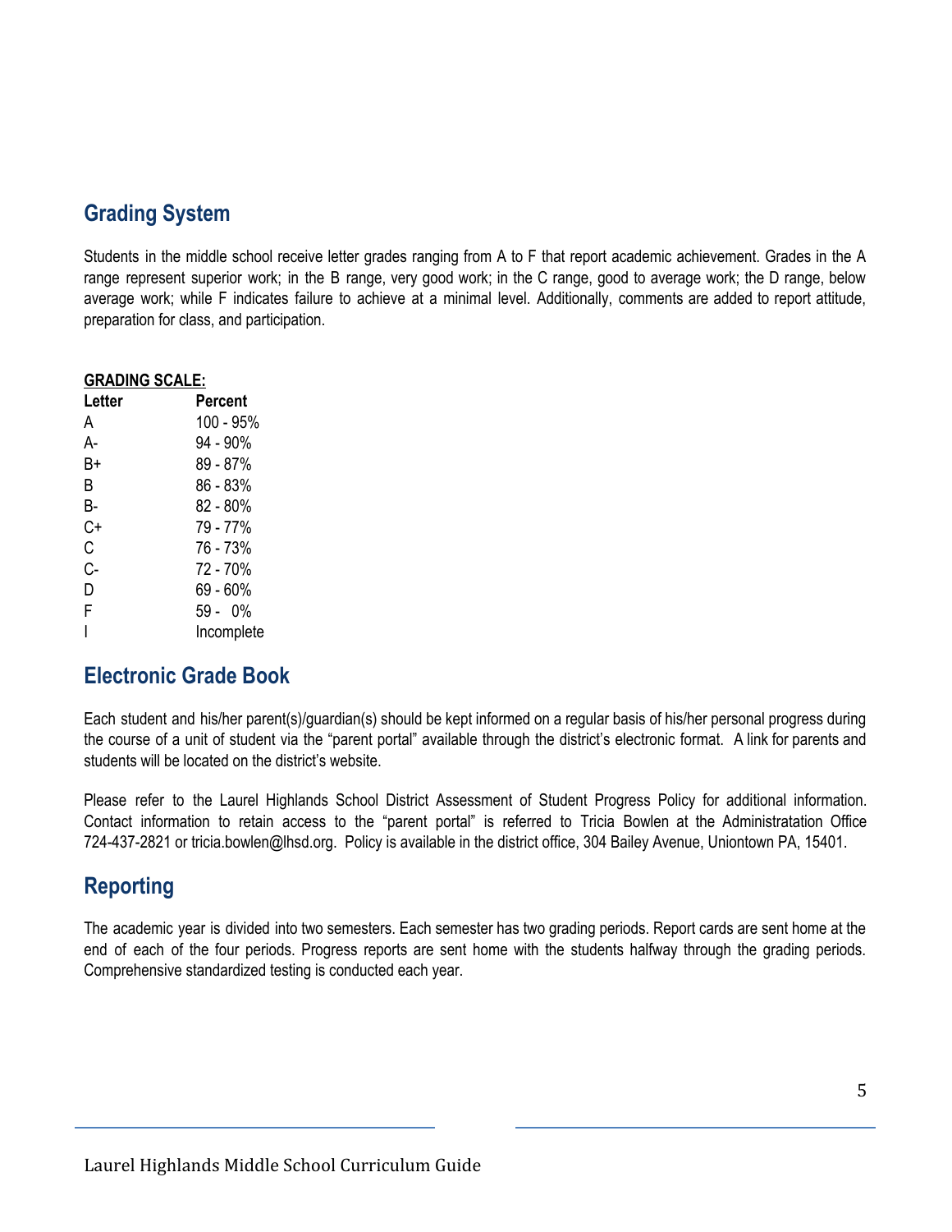## Grading System

Students in the middle school receive letter grades ranging from A to F that report academic achievement. Grades in the A range represent superior work; in the B range, very good work; in the C range, good to average work; the D range, below average work; while F indicates failure to achieve at a minimal level. Additionally, comments are added to report attitude, preparation for class, and participation.

**GRADING SCALE:**

| Letter | Percent |
|---|---|
| A | 100 - 95% |
| A- | 94 - 90% |
| B+ | 89 - 87% |
| B | 86 - 83% |
| B- | 82 - 80% |
| C+ | 79 - 77% |
| C | 76 - 73% |
| C- | 72 - 70% |
| D | 69 - 60% |
| F | 59 - 0% |
| I | Incomplete |

## Electronic Grade Book

Each student and his/her parent(s)/guardian(s) should be kept informed on a regular basis of his/her personal progress during the course of a unit of student via the "parent portal" available through the district's electronic format. A link for parents and students will be located on the district's website.

Please refer to the Laurel Highlands School District Assessment of Student Progress Policy for additional information. Contact information to retain access to the "parent portal" is referred to Tricia Bowlen at the Administratation Office 724-437-2821 or tricia.bowlen@lhsd.org. Policy is available in the district office, 304 Bailey Avenue, Uniontown PA, 15401.

## Reporting

The academic year is divided into two semesters. Each semester has two grading periods. Report cards are sent home at the end of each of the four periods. Progress reports are sent home with the students halfway through the grading periods. Comprehensive standardized testing is conducted each year.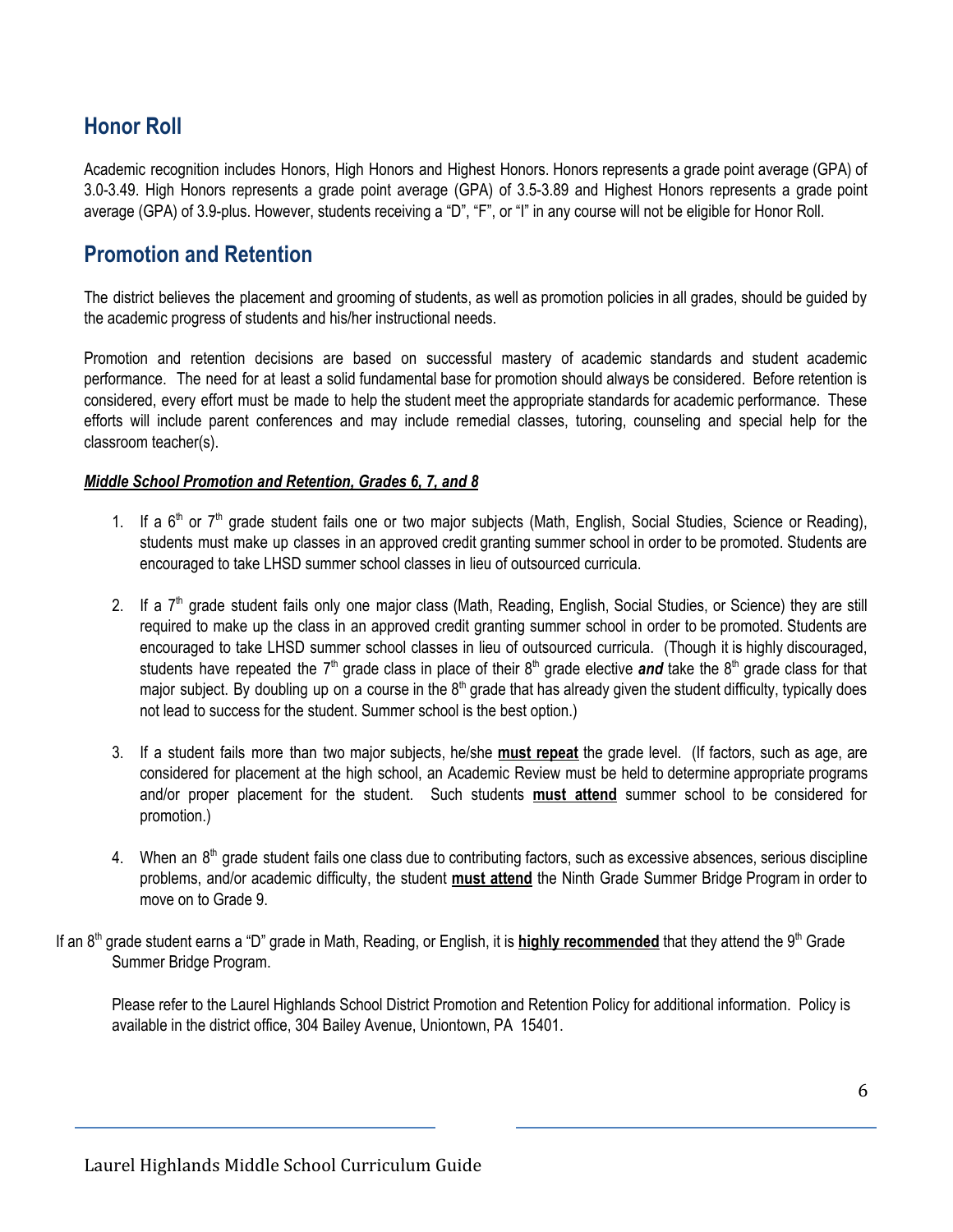## Honor Roll

Academic recognition includes Honors, High Honors and Highest Honors. Honors represents a grade point average (GPA) of 3.0-3.49. High Honors represents a grade point average (GPA) of 3.5-3.89 and Highest Honors represents a grade point average (GPA) of 3.9-plus. However, students receiving a "D", "F", or "I" in any course will not be eligible for Honor Roll.

## Promotion and Retention

The district believes the placement and grooming of students, as well as promotion policies in all grades, should be guided by the academic progress of students and his/her instructional needs.

Promotion and retention decisions are based on successful mastery of academic standards and student academic performance. The need for at least a solid fundamental base for promotion should always be considered. Before retention is considered, every effort must be made to help the student meet the appropriate standards for academic performance. These efforts will include parent conferences and may include remedial classes, tutoring, counseling and special help for the classroom teacher(s).

***Middle School Promotion and Retention, Grades 6, 7, and 8***

1. If a 6th or 7th grade student fails one or two major subjects (Math, English, Social Studies, Science or Reading), students must make up classes in an approved credit granting summer school in order to be promoted. Students are encouraged to take LHSD summer school classes in lieu of outsourced curricula.

2. If a 7th grade student fails only one major class (Math, Reading, English, Social Studies, or Science) they are still required to make up the class in an approved credit granting summer school in order to be promoted. Students are encouraged to take LHSD summer school classes in lieu of outsourced curricula. (Though it is highly discouraged, students have repeated the 7th grade class in place of their 8th grade elective ***and*** take the 8th grade class for that major subject. By doubling up on a course in the 8th grade that has already given the student difficulty, typically does not lead to success for the student. Summer school is the best option.)

3. If a student fails more than two major subjects, he/she **must repeat** the grade level. (If factors, such as age, are considered for placement at the high school, an Academic Review must be held to determine appropriate programs and/or proper placement for the student. Such students **must attend** summer school to be considered for promotion.)

4. When an 8th grade student fails one class due to contributing factors, such as excessive absences, serious discipline problems, and/or academic difficulty, the student **must attend** the Ninth Grade Summer Bridge Program in order to move on to Grade 9.

If an 8th grade student earns a "D" grade in Math, Reading, or English, it is **highly recommended** that they attend the 9th Grade Summer Bridge Program.

Please refer to the Laurel Highlands School District Promotion and Retention Policy for additional information. Policy is available in the district office, 304 Bailey Avenue, Uniontown, PA 15401.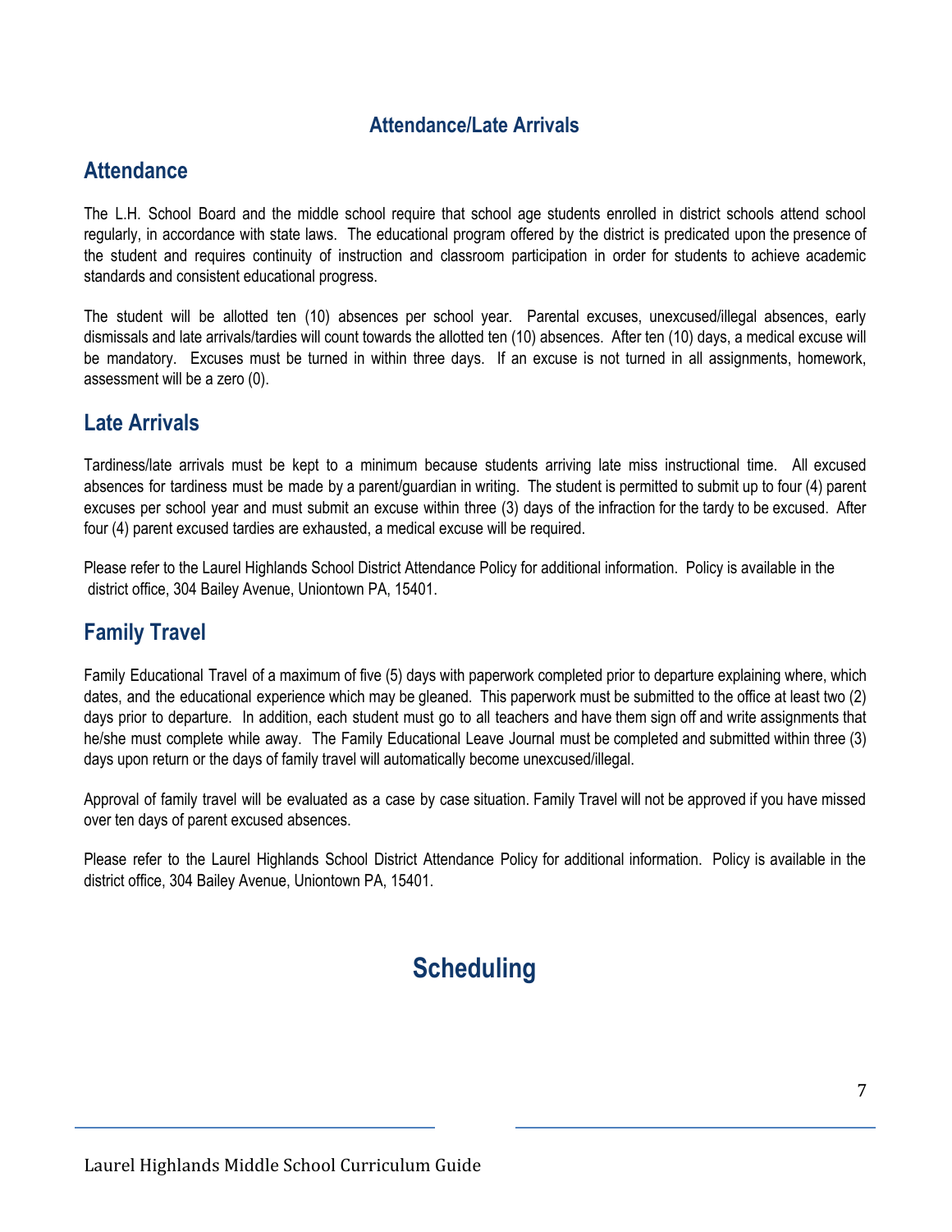## Attendance/Late Arrivals

### Attendance

The L.H. School Board and the middle school require that school age students enrolled in district schools attend school regularly, in accordance with state laws. The educational program offered by the district is predicated upon the presence of the student and requires continuity of instruction and classroom participation in order for students to achieve academic standards and consistent educational progress.

The student will be allotted ten (10) absences per school year. Parental excuses, unexcused/illegal absences, early dismissals and late arrivals/tardies will count towards the allotted ten (10) absences. After ten (10) days, a medical excuse will be mandatory. Excuses must be turned in within three days. If an excuse is not turned in all assignments, homework, assessment will be a zero (0).

### Late Arrivals

Tardiness/late arrivals must be kept to a minimum because students arriving late miss instructional time. All excused absences for tardiness must be made by a parent/guardian in writing. The student is permitted to submit up to four (4) parent excuses per school year and must submit an excuse within three (3) days of the infraction for the tardy to be excused. After four (4) parent excused tardies are exhausted, a medical excuse will be required.

Please refer to the Laurel Highlands School District Attendance Policy for additional information. Policy is available in the district office, 304 Bailey Avenue, Uniontown PA, 15401.

### Family Travel

Family Educational Travel of a maximum of five (5) days with paperwork completed prior to departure explaining where, which dates, and the educational experience which may be gleaned. This paperwork must be submitted to the office at least two (2) days prior to departure. In addition, each student must go to all teachers and have them sign off and write assignments that he/she must complete while away. The Family Educational Leave Journal must be completed and submitted within three (3) days upon return or the days of family travel will automatically become unexcused/illegal.

Approval of family travel will be evaluated as a case by case situation. Family Travel will not be approved if you have missed over ten days of parent excused absences.

Please refer to the Laurel Highlands School District Attendance Policy for additional information. Policy is available in the district office, 304 Bailey Avenue, Uniontown PA, 15401.

# Scheduling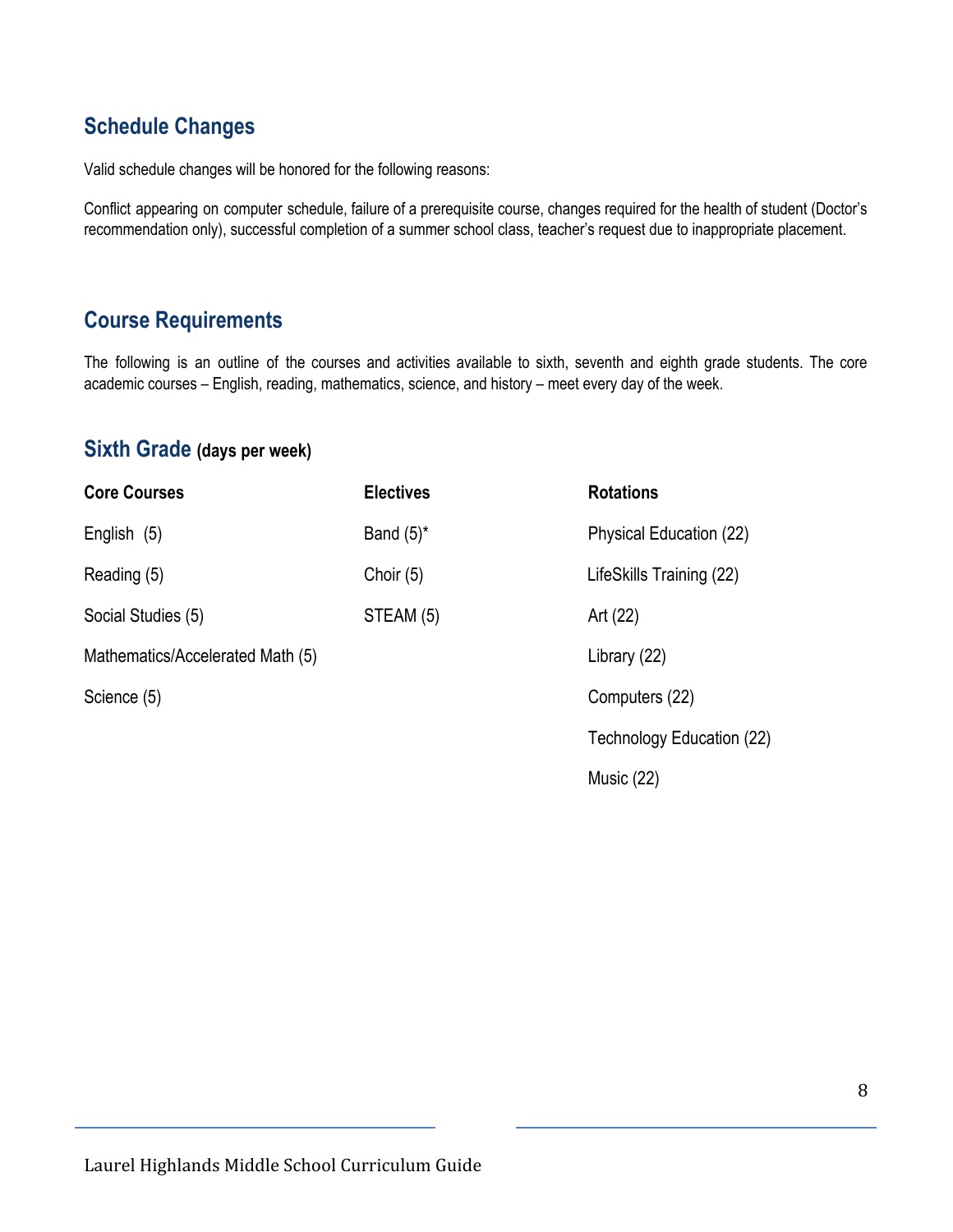## Schedule Changes

Valid schedule changes will be honored for the following reasons:

Conflict appearing on computer schedule, failure of a prerequisite course, changes required for the health of student (Doctor's recommendation only), successful completion of a summer school class, teacher's request due to inappropriate placement.

## Course Requirements

The following is an outline of the courses and activities available to sixth, seventh and eighth grade students. The core academic courses – English, reading, mathematics, science, and history – meet every day of the week.

## Sixth Grade **(days per week)**

| Core Courses | Electives | Rotations |
|---|---|---|
| English (5) | Band (5)* | Physical Education (22) |
| Reading (5) | Choir (5) | LifeSkills Training (22) |
| Social Studies (5) | STEAM (5) | Art (22) |
| Mathematics/Accelerated Math (5) | | Library (22) |
| Science (5) | | Computers (22) |
| | | Technology Education (22) |
| | | Music (22) |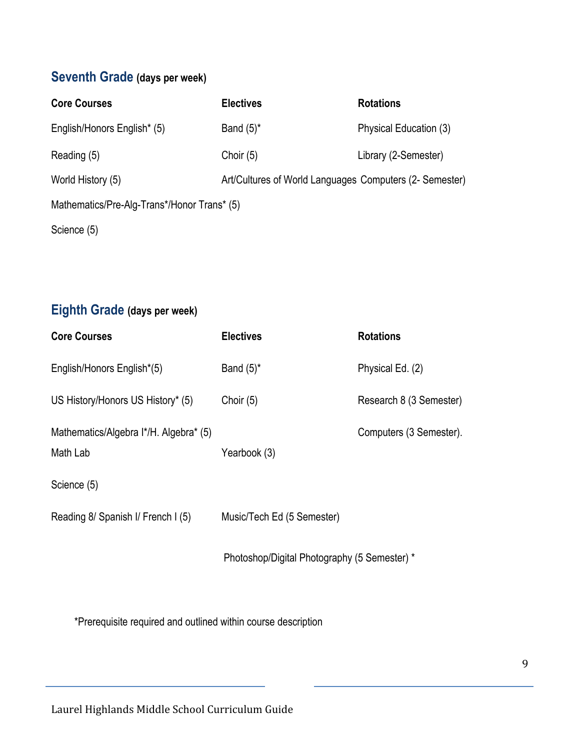## Seventh Grade (days per week)

| Core Courses | Electives | Rotations |
| --- | --- | --- |
| English/Honors English* (5) | Band (5)* | Physical Education (3) |
| Reading (5) | Choir (5) | Library (2-Semester) |
| World History (5) | Art/Cultures of World Languages | Computers (2- Semester) |
| Mathematics/Pre-Alg-Trans*/Honor Trans* (5) | | |
| Science (5) | | |

## Eighth Grade (days per week)

| Core Courses | Electives | Rotations |
| --- | --- | --- |
| English/Honors English*(5) | Band (5)* | Physical Ed. (2) |
| US History/Honors US History* (5) | Choir (5) | Research 8 (3 Semester) |
| Mathematics/Algebra I*/H. Algebra* (5) | | Computers (3 Semester). |
| Math Lab | Yearbook (3) | |
| Science (5) | | |
| Reading 8/ Spanish I/ French I (5) | Music/Tech Ed (5 Semester) | |
| | Photoshop/Digital Photography (5 Semester) * | |

*Prerequisite required and outlined within course description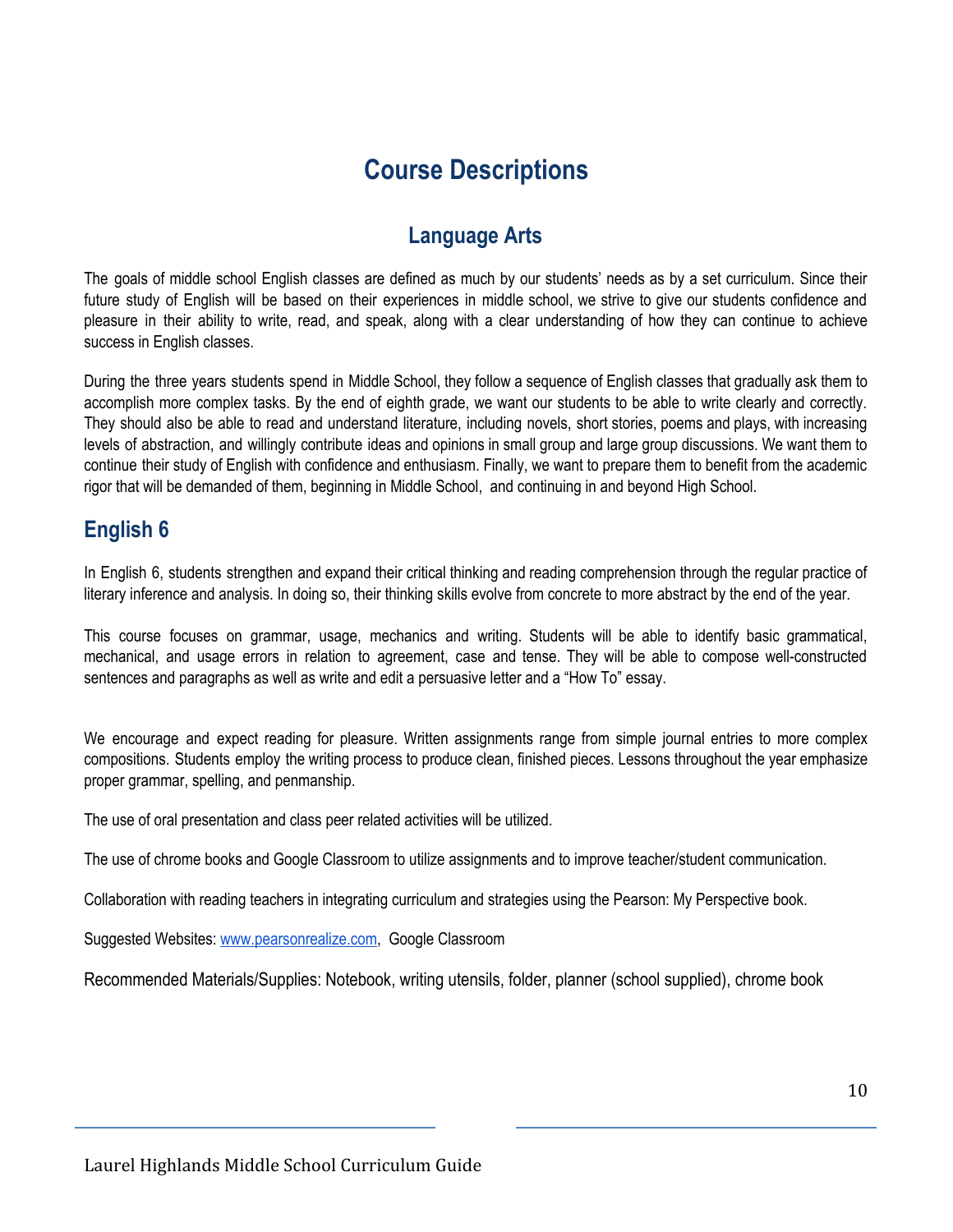# Course Descriptions

## Language Arts

The goals of middle school English classes are defined as much by our students' needs as by a set curriculum. Since their future study of English will be based on their experiences in middle school, we strive to give our students confidence and pleasure in their ability to write, read, and speak, along with a clear understanding of how they can continue to achieve success in English classes.

During the three years students spend in Middle School, they follow a sequence of English classes that gradually ask them to accomplish more complex tasks. By the end of eighth grade, we want our students to be able to write clearly and correctly. They should also be able to read and understand literature, including novels, short stories, poems and plays, with increasing levels of abstraction, and willingly contribute ideas and opinions in small group and large group discussions. We want them to continue their study of English with confidence and enthusiasm. Finally, we want to prepare them to benefit from the academic rigor that will be demanded of them, beginning in Middle School, and continuing in and beyond High School.

## English 6

In English 6, students strengthen and expand their critical thinking and reading comprehension through the regular practice of literary inference and analysis. In doing so, their thinking skills evolve from concrete to more abstract by the end of the year.

This course focuses on grammar, usage, mechanics and writing. Students will be able to identify basic grammatical, mechanical, and usage errors in relation to agreement, case and tense. They will be able to compose well-constructed sentences and paragraphs as well as write and edit a persuasive letter and a "How To" essay.

We encourage and expect reading for pleasure. Written assignments range from simple journal entries to more complex compositions. Students employ the writing process to produce clean, finished pieces. Lessons throughout the year emphasize proper grammar, spelling, and penmanship.

The use of oral presentation and class peer related activities will be utilized.

The use of chrome books and Google Classroom to utilize assignments and to improve teacher/student communication.

Collaboration with reading teachers in integrating curriculum and strategies using the Pearson: My Perspective book.

Suggested Websites: [www.pearsonrealize.com](http://www.pearsonrealize.com), Google Classroom

Recommended Materials/Supplies: Notebook, writing utensils, folder, planner (school supplied), chrome book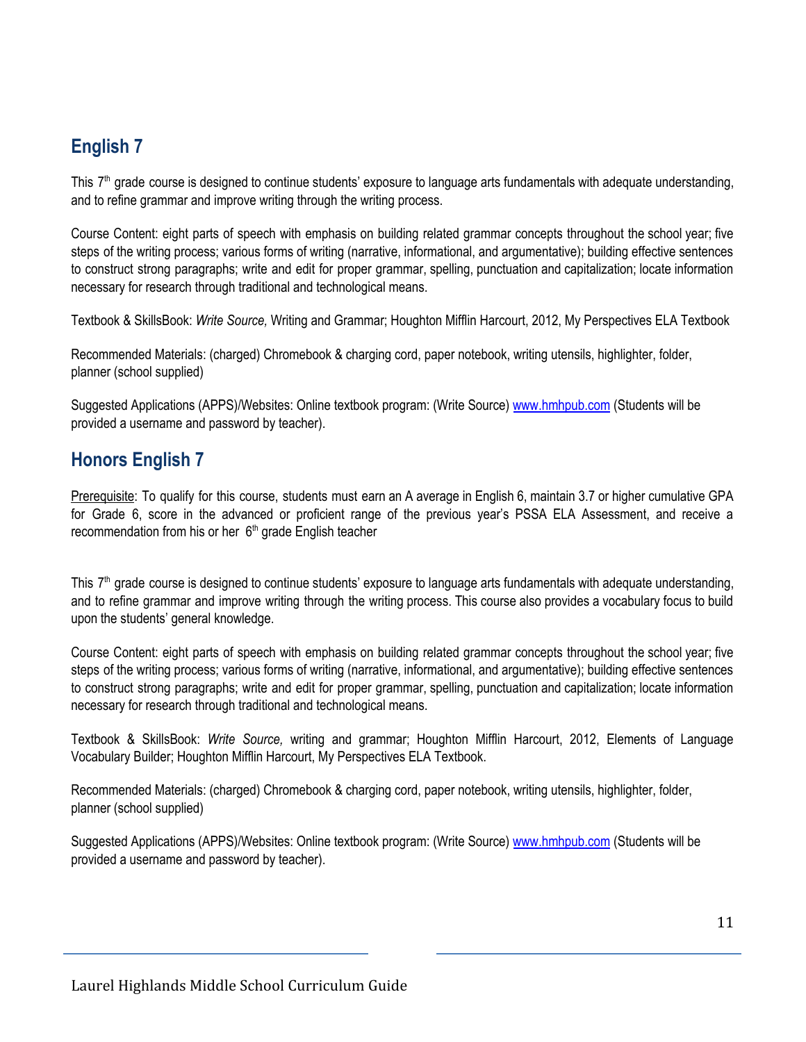## English 7

This 7th grade course is designed to continue students' exposure to language arts fundamentals with adequate understanding, and to refine grammar and improve writing through the writing process.

Course Content: eight parts of speech with emphasis on building related grammar concepts throughout the school year; five steps of the writing process; various forms of writing (narrative, informational, and argumentative); building effective sentences to construct strong paragraphs; write and edit for proper grammar, spelling, punctuation and capitalization; locate information necessary for research through traditional and technological means.

Textbook & SkillsBook: *Write Source,* Writing and Grammar; Houghton Mifflin Harcourt, 2012, My Perspectives ELA Textbook

Recommended Materials: (charged) Chromebook & charging cord, paper notebook, writing utensils, highlighter, folder, planner (school supplied)

Suggested Applications (APPS)/Websites: Online textbook program: (Write Source) www.hmhpub.com (Students will be provided a username and password by teacher).

## Honors English 7

Prerequisite: To qualify for this course, students must earn an A average in English 6, maintain 3.7 or higher cumulative GPA for Grade 6, score in the advanced or proficient range of the previous year's PSSA ELA Assessment, and receive a recommendation from his or her 6th grade English teacher

This 7th grade course is designed to continue students' exposure to language arts fundamentals with adequate understanding, and to refine grammar and improve writing through the writing process. This course also provides a vocabulary focus to build upon the students' general knowledge.

Course Content: eight parts of speech with emphasis on building related grammar concepts throughout the school year; five steps of the writing process; various forms of writing (narrative, informational, and argumentative); building effective sentences to construct strong paragraphs; write and edit for proper grammar, spelling, punctuation and capitalization; locate information necessary for research through traditional and technological means.

Textbook & SkillsBook: *Write Source,* writing and grammar; Houghton Mifflin Harcourt, 2012, Elements of Language Vocabulary Builder; Houghton Mifflin Harcourt, My Perspectives ELA Textbook.

Recommended Materials: (charged) Chromebook & charging cord, paper notebook, writing utensils, highlighter, folder, planner (school supplied)

Suggested Applications (APPS)/Websites: Online textbook program: (Write Source) www.hmhpub.com (Students will be provided a username and password by teacher).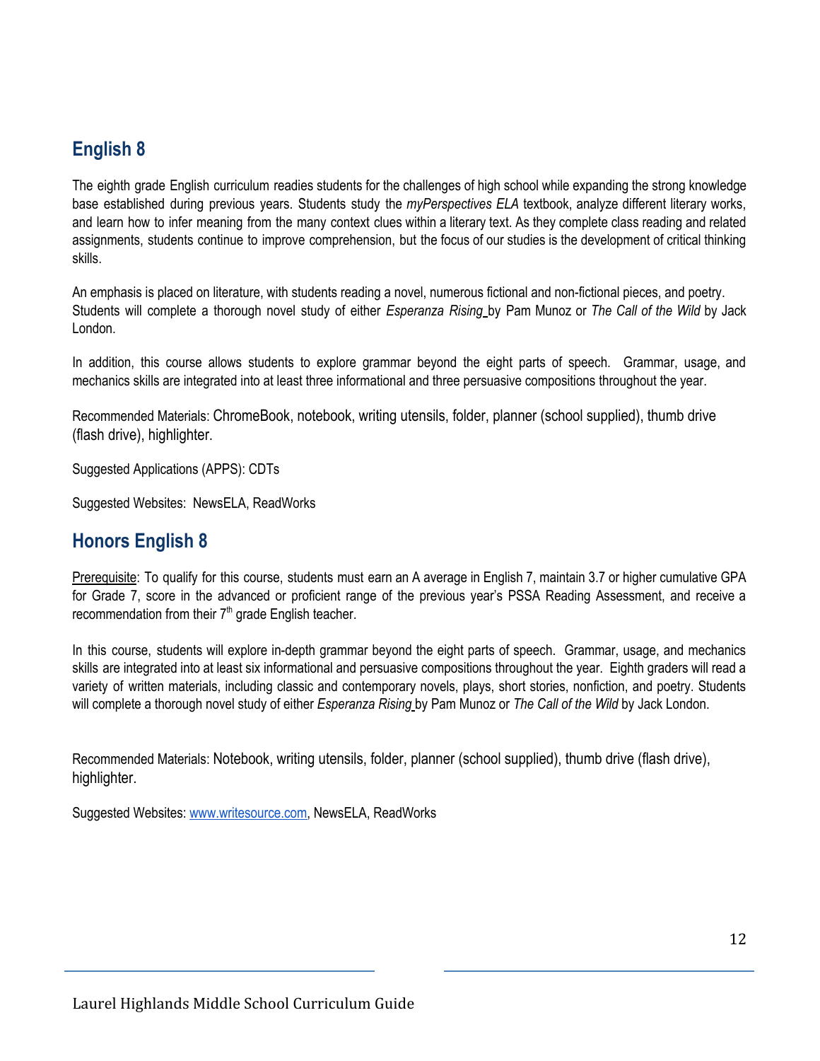## English 8

The eighth grade English curriculum readies students for the challenges of high school while expanding the strong knowledge base established during previous years. Students study the *myPerspectives ELA* textbook, analyze different literary works, and learn how to infer meaning from the many context clues within a literary text. As they complete class reading and related assignments, students continue to improve comprehension, but the focus of our studies is the development of critical thinking skills.

An emphasis is placed on literature, with students reading a novel, numerous fictional and non-fictional pieces, and poetry. Students will complete a thorough novel study of either *Esperanza Rising* by Pam Munoz or *The Call of the Wild* by Jack London.

In addition, this course allows students to explore grammar beyond the eight parts of speech. Grammar, usage, and mechanics skills are integrated into at least three informational and three persuasive compositions throughout the year.

Recommended Materials: ChromeBook, notebook, writing utensils, folder, planner (school supplied), thumb drive (flash drive), highlighter.

Suggested Applications (APPS): CDTs

Suggested Websites: NewsELA, ReadWorks

## Honors English 8

Prerequisite: To qualify for this course, students must earn an A average in English 7, maintain 3.7 or higher cumulative GPA for Grade 7, score in the advanced or proficient range of the previous year's PSSA Reading Assessment, and receive a recommendation from their 7th grade English teacher.

In this course, students will explore in-depth grammar beyond the eight parts of speech. Grammar, usage, and mechanics skills are integrated into at least six informational and persuasive compositions throughout the year. Eighth graders will read a variety of written materials, including classic and contemporary novels, plays, short stories, nonfiction, and poetry. Students will complete a thorough novel study of either *Esperanza Rising* by Pam Munoz or *The Call of the Wild* by Jack London.

Recommended Materials: Notebook, writing utensils, folder, planner (school supplied), thumb drive (flash drive), highlighter.

Suggested Websites: www.writesource.com, NewsELA, ReadWorks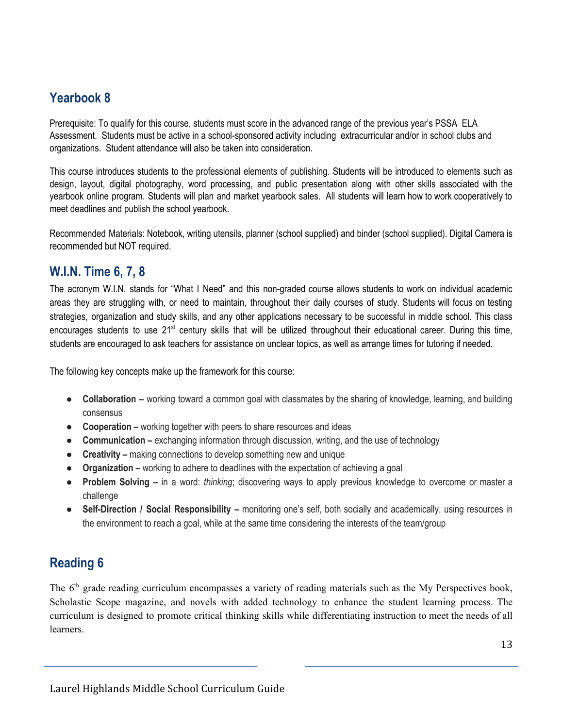## Yearbook 8

Prerequisite: To qualify for this course, students must score in the advanced range of the previous year's PSSA ELA Assessment. Students must be active in a school-sponsored activity including extracurricular and/or in school clubs and organizations. Student attendance will also be taken into consideration.

This course introduces students to the professional elements of publishing. Students will be introduced to elements such as design, layout, digital photography, word processing, and public presentation along with other skills associated with the yearbook online program. Students will plan and market yearbook sales. All students will learn how to work cooperatively to meet deadlines and publish the school yearbook.

Recommended Materials: Notebook, writing utensils, planner (school supplied) and binder (school supplied). Digital Camera is recommended but NOT required.

## W.I.N. Time 6, 7, 8

The acronym W.I.N. stands for "What I Need" and this non-graded course allows students to work on individual academic areas they are struggling with, or need to maintain, throughout their daily courses of study. Students will focus on testing strategies, organization and study skills, and any other applications necessary to be successful in middle school. This class encourages students to use 21st century skills that will be utilized throughout their educational career. During this time, students are encouraged to ask teachers for assistance on unclear topics, as well as arrange times for tutoring if needed.

The following key concepts make up the framework for this course:

- **Collaboration –** working toward a common goal with classmates by the sharing of knowledge, learning, and building consensus
- **Cooperation –** working together with peers to share resources and ideas
- **Communication –** exchanging information through discussion, writing, and the use of technology
- **Creativity –** making connections to develop something new and unique
- **Organization –** working to adhere to deadlines with the expectation of achieving a goal
- **Problem Solving –** in a word: *thinking*; discovering ways to apply previous knowledge to overcome or master a challenge
- **Self-Direction / Social Responsibility –** monitoring one's self, both socially and academically, using resources in the environment to reach a goal, while at the same time considering the interests of the team/group

## Reading 6

The 6th grade reading curriculum encompasses a variety of reading materials such as the My Perspectives book, Scholastic Scope magazine, and novels with added technology to enhance the student learning process. The curriculum is designed to promote critical thinking skills while differentiating instruction to meet the needs of all learners.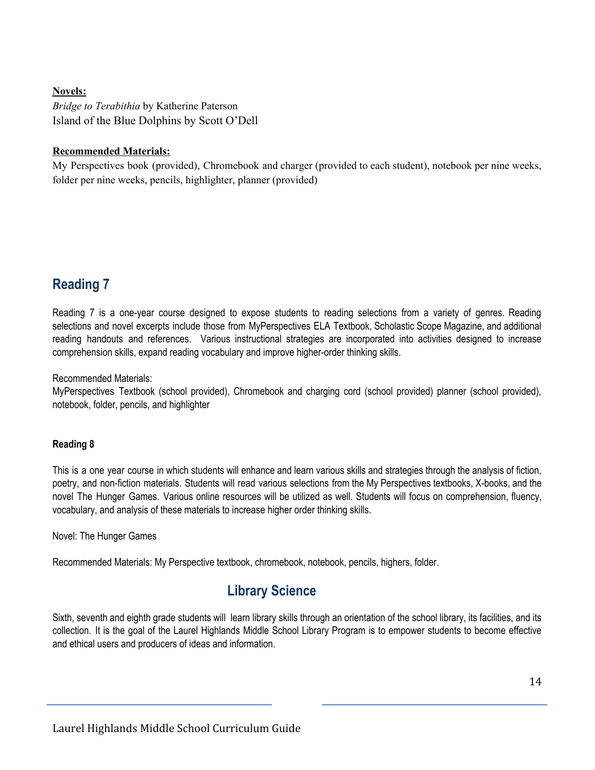**<u>Novels:</u>**

*Bridge to Terabithia* by Katherine Paterson

Island of the Blue Dolphins by Scott O'Dell

**<u>Recommended Materials:</u>**

My Perspectives book (provided), Chromebook and charger (provided to each student), notebook per nine weeks, folder per nine weeks, pencils, highlighter, planner (provided)

## Reading 7

Reading 7 is a one-year course designed to expose students to reading selections from a variety of genres. Reading selections and novel excerpts include those from MyPerspectives ELA Textbook, Scholastic Scope Magazine, and additional reading handouts and references. Various instructional strategies are incorporated into activities designed to increase comprehension skills, expand reading vocabulary and improve higher-order thinking skills.

Recommended Materials:

MyPerspectives Textbook (school provided), Chromebook and charging cord (school provided) planner (school provided), notebook, folder, pencils, and highlighter

### Reading 8

This is a one year course in which students will enhance and learn various skills and strategies through the analysis of fiction, poetry, and non-fiction materials. Students will read various selections from the My Perspectives textbooks, X-books, and the novel The Hunger Games. Various online resources will be utilized as well. Students will focus on comprehension, fluency, vocabulary, and analysis of these materials to increase higher order thinking skills.

Novel: The Hunger Games

Recommended Materials: My Perspective textbook, chromebook, notebook, pencils, highers, folder.

## Library Science

Sixth, seventh and eighth grade students will learn library skills through an orientation of the school library, its facilities, and its collection. It is the goal of the Laurel Highlands Middle School Library Program is to empower students to become effective and ethical users and producers of ideas and information.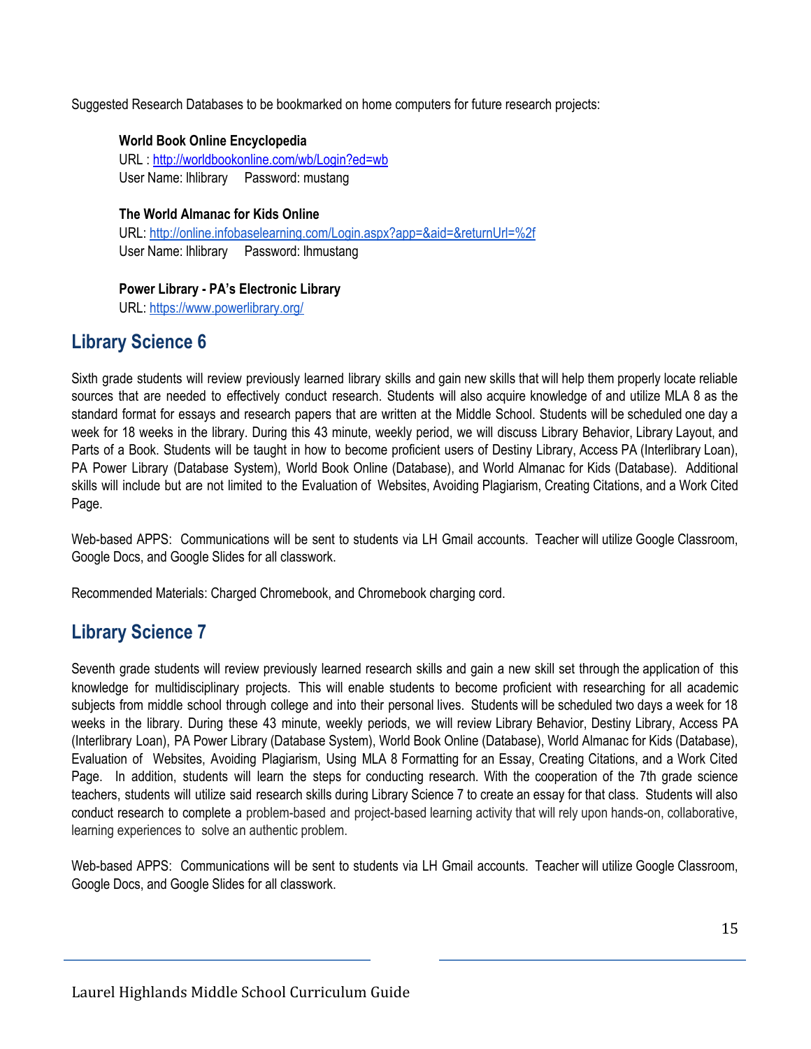Suggested Research Databases to be bookmarked on home computers for future research projects:

**World Book Online Encyclopedia**
URL : [http://worldbookonline.com/wb/Login?ed=wb](http://worldbookonline.com/wb/Login?ed=wb)
User Name: lhlibrary     Password: mustang

**The World Almanac for Kids Online**
URL: [http://online.infobaselearning.com/Login.aspx?app=&aid=&returnUrl=%2f](http://online.infobaselearning.com/Login.aspx?app=&aid=&returnUrl=%2f)
User Name: lhlibrary     Password: lhmustang

**Power Library - PA's Electronic Library**
URL: [https://www.powerlibrary.org/](https://www.powerlibrary.org/)

## Library Science 6

Sixth grade students will review previously learned library skills and gain new skills that will help them properly locate reliable sources that are needed to effectively conduct research. Students will also acquire knowledge of and utilize MLA 8 as the standard format for essays and research papers that are written at the Middle School. Students will be scheduled one day a week for 18 weeks in the library. During this 43 minute, weekly period, we will discuss Library Behavior, Library Layout, and Parts of a Book. Students will be taught in how to become proficient users of Destiny Library, Access PA (Interlibrary Loan), PA Power Library (Database System), World Book Online (Database), and World Almanac for Kids (Database). Additional skills will include but are not limited to the Evaluation of Websites, Avoiding Plagiarism, Creating Citations, and a Work Cited Page.

Web-based APPS: Communications will be sent to students via LH Gmail accounts. Teacher will utilize Google Classroom, Google Docs, and Google Slides for all classwork.

Recommended Materials: Charged Chromebook, and Chromebook charging cord.

## Library Science 7

Seventh grade students will review previously learned research skills and gain a new skill set through the application of this knowledge for multidisciplinary projects. This will enable students to become proficient with researching for all academic subjects from middle school through college and into their personal lives. Students will be scheduled two days a week for 18 weeks in the library. During these 43 minute, weekly periods, we will review Library Behavior, Destiny Library, Access PA (Interlibrary Loan), PA Power Library (Database System), World Book Online (Database), World Almanac for Kids (Database), Evaluation of Websites, Avoiding Plagiarism, Using MLA 8 Formatting for an Essay, Creating Citations, and a Work Cited Page. In addition, students will learn the steps for conducting research. With the cooperation of the 7th grade science teachers, students will utilize said research skills during Library Science 7 to create an essay for that class. Students will also conduct research to complete a problem-based and project-based learning activity that will rely upon hands-on, collaborative, learning experiences to solve an authentic problem.

Web-based APPS: Communications will be sent to students via LH Gmail accounts. Teacher will utilize Google Classroom, Google Docs, and Google Slides for all classwork.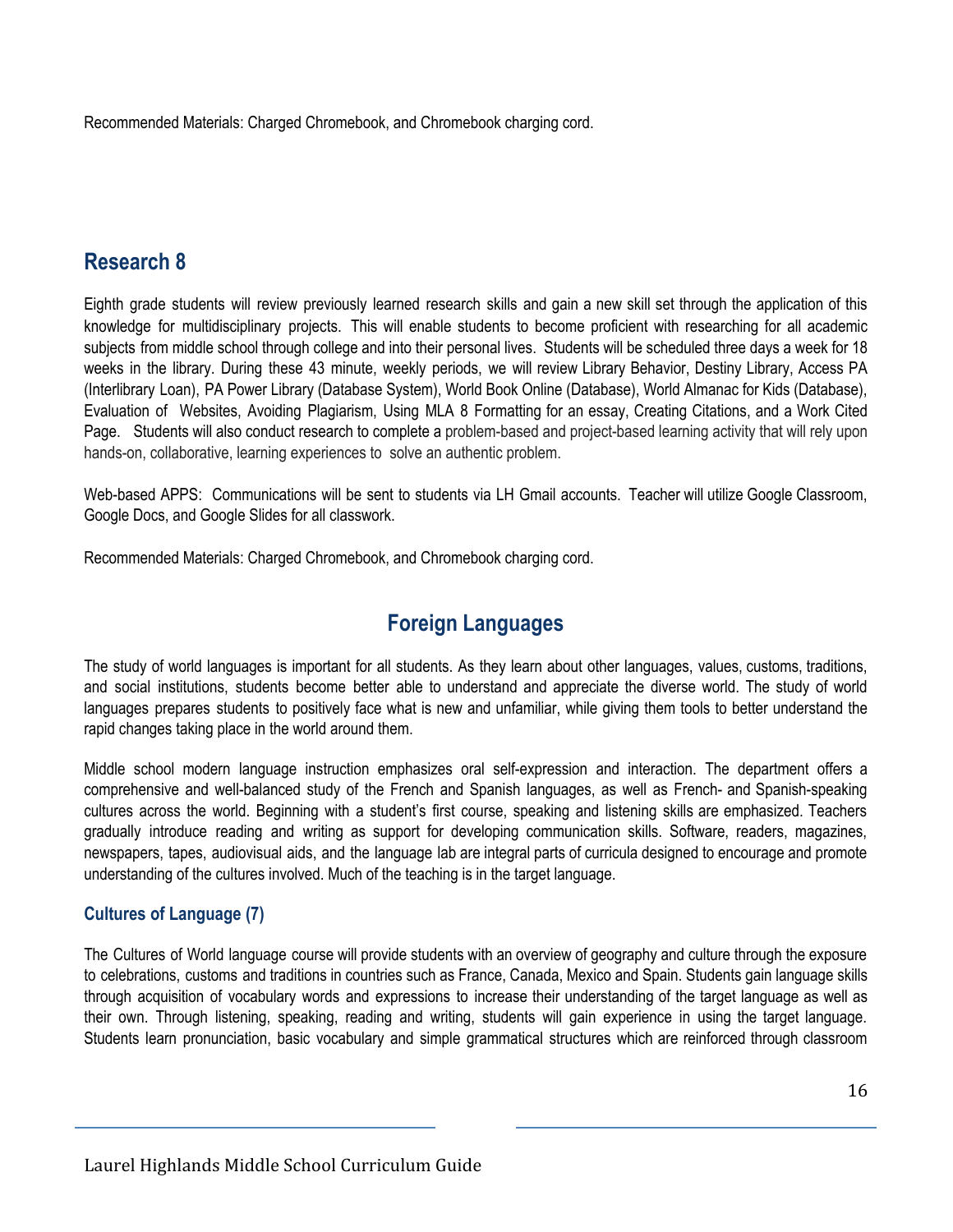Recommended Materials: Charged Chromebook, and Chromebook charging cord.

## Research 8

Eighth grade students will review previously learned research skills and gain a new skill set through the application of this knowledge for multidisciplinary projects. This will enable students to become proficient with researching for all academic subjects from middle school through college and into their personal lives. Students will be scheduled three days a week for 18 weeks in the library. During these 43 minute, weekly periods, we will review Library Behavior, Destiny Library, Access PA (Interlibrary Loan), PA Power Library (Database System), World Book Online (Database), World Almanac for Kids (Database), Evaluation of Websites, Avoiding Plagiarism, Using MLA 8 Formatting for an essay, Creating Citations, and a Work Cited Page. Students will also conduct research to complete a problem-based and project-based learning activity that will rely upon hands-on, collaborative, learning experiences to solve an authentic problem.

Web-based APPS: Communications will be sent to students via LH Gmail accounts. Teacher will utilize Google Classroom, Google Docs, and Google Slides for all classwork.

Recommended Materials: Charged Chromebook, and Chromebook charging cord.

# Foreign Languages

The study of world languages is important for all students. As they learn about other languages, values, customs, traditions, and social institutions, students become better able to understand and appreciate the diverse world. The study of world languages prepares students to positively face what is new and unfamiliar, while giving them tools to better understand the rapid changes taking place in the world around them.

Middle school modern language instruction emphasizes oral self-expression and interaction. The department offers a comprehensive and well-balanced study of the French and Spanish languages, as well as French- and Spanish-speaking cultures across the world. Beginning with a student's first course, speaking and listening skills are emphasized. Teachers gradually introduce reading and writing as support for developing communication skills. Software, readers, magazines, newspapers, tapes, audiovisual aids, and the language lab are integral parts of curricula designed to encourage and promote understanding of the cultures involved. Much of the teaching is in the target language.

### Cultures of Language (7)

The Cultures of World language course will provide students with an overview of geography and culture through the exposure to celebrations, customs and traditions in countries such as France, Canada, Mexico and Spain. Students gain language skills through acquisition of vocabulary words and expressions to increase their understanding of the target language as well as their own. Through listening, speaking, reading and writing, students will gain experience in using the target language. Students learn pronunciation, basic vocabulary and simple grammatical structures which are reinforced through classroom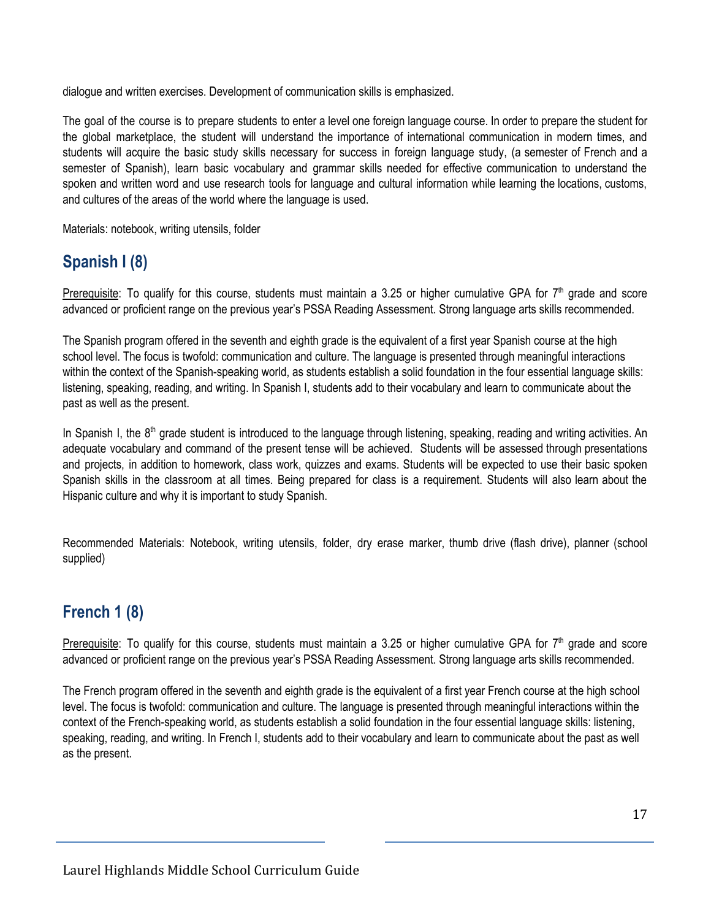dialogue and written exercises. Development of communication skills is emphasized.

The goal of the course is to prepare students to enter a level one foreign language course. In order to prepare the student for the global marketplace, the student will understand the importance of international communication in modern times, and students will acquire the basic study skills necessary for success in foreign language study, (a semester of French and a semester of Spanish), learn basic vocabulary and grammar skills needed for effective communication to understand the spoken and written word and use research tools for language and cultural information while learning the locations, customs, and cultures of the areas of the world where the language is used.

Materials: notebook, writing utensils, folder

## Spanish I (8)

Prerequisite: To qualify for this course, students must maintain a 3.25 or higher cumulative GPA for 7th grade and score advanced or proficient range on the previous year's PSSA Reading Assessment. Strong language arts skills recommended.

The Spanish program offered in the seventh and eighth grade is the equivalent of a first year Spanish course at the high school level. The focus is twofold: communication and culture. The language is presented through meaningful interactions within the context of the Spanish-speaking world, as students establish a solid foundation in the four essential language skills: listening, speaking, reading, and writing. In Spanish I, students add to their vocabulary and learn to communicate about the past as well as the present.

In Spanish I, the 8th grade student is introduced to the language through listening, speaking, reading and writing activities. An adequate vocabulary and command of the present tense will be achieved. Students will be assessed through presentations and projects, in addition to homework, class work, quizzes and exams. Students will be expected to use their basic spoken Spanish skills in the classroom at all times. Being prepared for class is a requirement. Students will also learn about the Hispanic culture and why it is important to study Spanish.

Recommended Materials: Notebook, writing utensils, folder, dry erase marker, thumb drive (flash drive), planner (school supplied)

## French 1 (8)

Prerequisite: To qualify for this course, students must maintain a 3.25 or higher cumulative GPA for 7th grade and score advanced or proficient range on the previous year's PSSA Reading Assessment. Strong language arts skills recommended.

The French program offered in the seventh and eighth grade is the equivalent of a first year French course at the high school level. The focus is twofold: communication and culture. The language is presented through meaningful interactions within the context of the French-speaking world, as students establish a solid foundation in the four essential language skills: listening, speaking, reading, and writing. In French I, students add to their vocabulary and learn to communicate about the past as well as the present.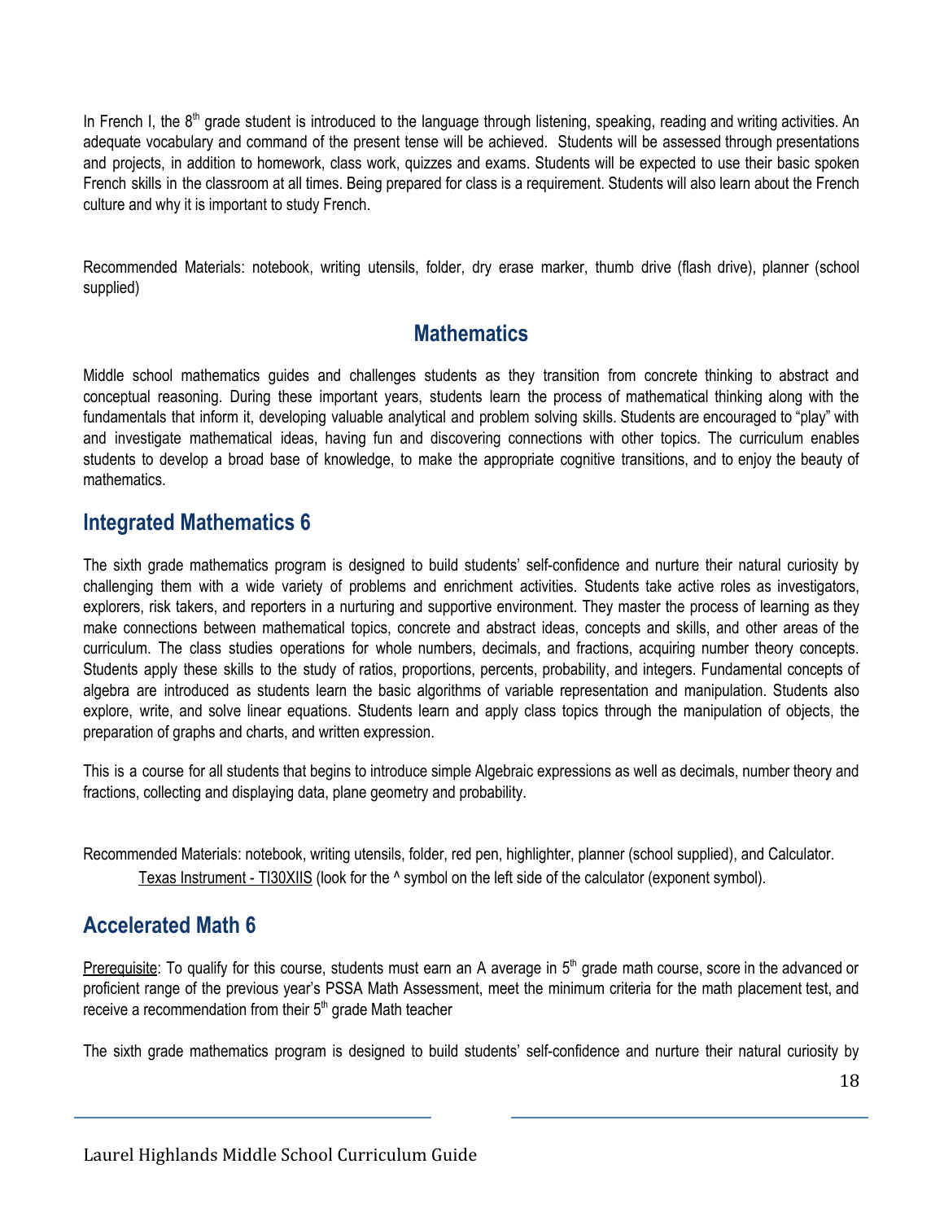In French I, the 8th grade student is introduced to the language through listening, speaking, reading and writing activities. An adequate vocabulary and command of the present tense will be achieved. Students will be assessed through presentations and projects, in addition to homework, class work, quizzes and exams. Students will be expected to use their basic spoken French skills in the classroom at all times. Being prepared for class is a requirement. Students will also learn about the French culture and why it is important to study French.

Recommended Materials: notebook, writing utensils, folder, dry erase marker, thumb drive (flash drive), planner (school supplied)

## Mathematics

Middle school mathematics guides and challenges students as they transition from concrete thinking to abstract and conceptual reasoning. During these important years, students learn the process of mathematical thinking along with the fundamentals that inform it, developing valuable analytical and problem solving skills. Students are encouraged to "play" with and investigate mathematical ideas, having fun and discovering connections with other topics. The curriculum enables students to develop a broad base of knowledge, to make the appropriate cognitive transitions, and to enjoy the beauty of mathematics.

## Integrated Mathematics 6

The sixth grade mathematics program is designed to build students' self-confidence and nurture their natural curiosity by challenging them with a wide variety of problems and enrichment activities. Students take active roles as investigators, explorers, risk takers, and reporters in a nurturing and supportive environment. They master the process of learning as they make connections between mathematical topics, concrete and abstract ideas, concepts and skills, and other areas of the curriculum. The class studies operations for whole numbers, decimals, and fractions, acquiring number theory concepts. Students apply these skills to the study of ratios, proportions, percents, probability, and integers. Fundamental concepts of algebra are introduced as students learn the basic algorithms of variable representation and manipulation. Students also explore, write, and solve linear equations. Students learn and apply class topics through the manipulation of objects, the preparation of graphs and charts, and written expression.

This is a course for all students that begins to introduce simple Algebraic expressions as well as decimals, number theory and fractions, collecting and displaying data, plane geometry and probability.

Recommended Materials: notebook, writing utensils, folder, red pen, highlighter, planner (school supplied), and Calculator.
Texas Instrument - TI30XIIS (look for the ^ symbol on the left side of the calculator (exponent symbol).

## Accelerated Math 6

Prerequisite: To qualify for this course, students must earn an A average in 5th grade math course, score in the advanced or proficient range of the previous year's PSSA Math Assessment, meet the minimum criteria for the math placement test, and receive a recommendation from their 5th grade Math teacher

The sixth grade mathematics program is designed to build students' self-confidence and nurture their natural curiosity by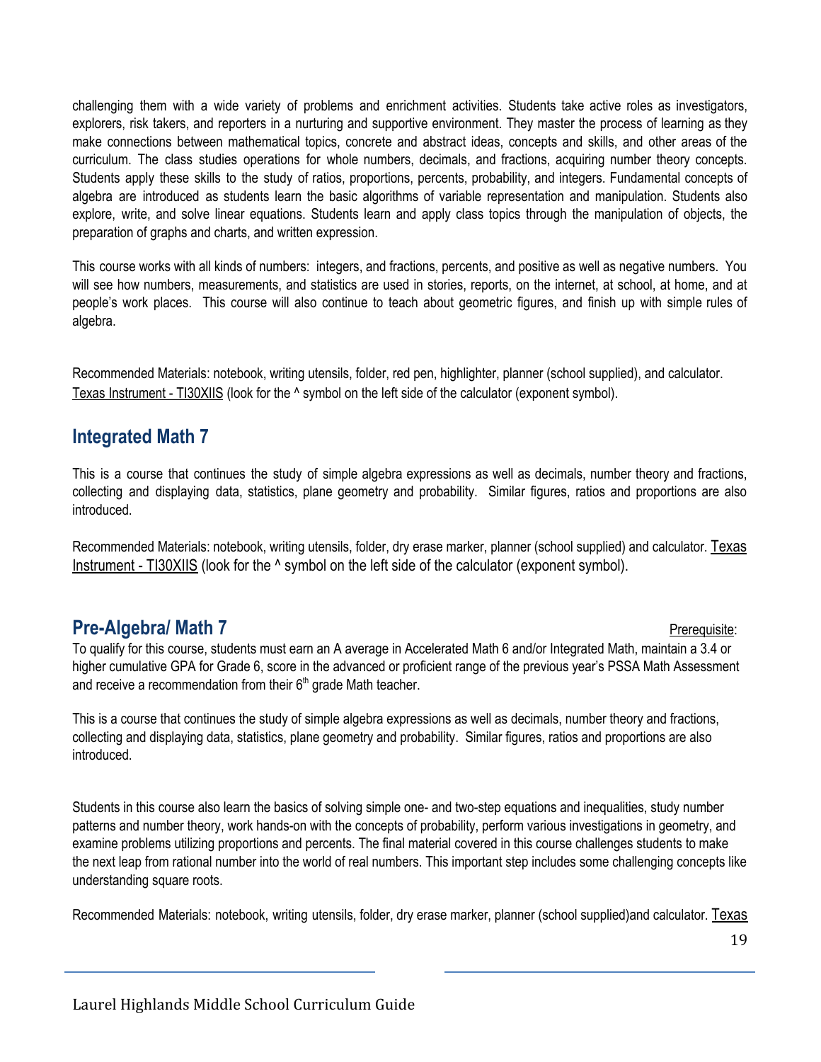challenging them with a wide variety of problems and enrichment activities. Students take active roles as investigators, explorers, risk takers, and reporters in a nurturing and supportive environment. They master the process of learning as they make connections between mathematical topics, concrete and abstract ideas, concepts and skills, and other areas of the curriculum. The class studies operations for whole numbers, decimals, and fractions, acquiring number theory concepts. Students apply these skills to the study of ratios, proportions, percents, probability, and integers. Fundamental concepts of algebra are introduced as students learn the basic algorithms of variable representation and manipulation. Students also explore, write, and solve linear equations. Students learn and apply class topics through the manipulation of objects, the preparation of graphs and charts, and written expression.

This course works with all kinds of numbers: integers, and fractions, percents, and positive as well as negative numbers. You will see how numbers, measurements, and statistics are used in stories, reports, on the internet, at school, at home, and at people's work places. This course will also continue to teach about geometric figures, and finish up with simple rules of algebra.

Recommended Materials: notebook, writing utensils, folder, red pen, highlighter, planner (school supplied), and calculator. Texas Instrument - TI30XIIS (look for the ^ symbol on the left side of the calculator (exponent symbol).

## Integrated Math 7

This is a course that continues the study of simple algebra expressions as well as decimals, number theory and fractions, collecting and displaying data, statistics, plane geometry and probability. Similar figures, ratios and proportions are also introduced.

Recommended Materials: notebook, writing utensils, folder, dry erase marker, planner (school supplied) and calculator. Texas Instrument - TI30XIIS (look for the ^ symbol on the left side of the calculator (exponent symbol).

## Pre-Algebra/ Math 7

Prerequisite:
To qualify for this course, students must earn an A average in Accelerated Math 6 and/or Integrated Math, maintain a 3.4 or higher cumulative GPA for Grade 6, score in the advanced or proficient range of the previous year's PSSA Math Assessment and receive a recommendation from their 6th grade Math teacher.

This is a course that continues the study of simple algebra expressions as well as decimals, number theory and fractions, collecting and displaying data, statistics, plane geometry and probability. Similar figures, ratios and proportions are also introduced.

Students in this course also learn the basics of solving simple one- and two-step equations and inequalities, study number patterns and number theory, work hands-on with the concepts of probability, perform various investigations in geometry, and examine problems utilizing proportions and percents. The final material covered in this course challenges students to make the next leap from rational number into the world of real numbers. This important step includes some challenging concepts like understanding square roots.

Recommended Materials: notebook, writing utensils, folder, dry erase marker, planner (school supplied)and calculator. Texas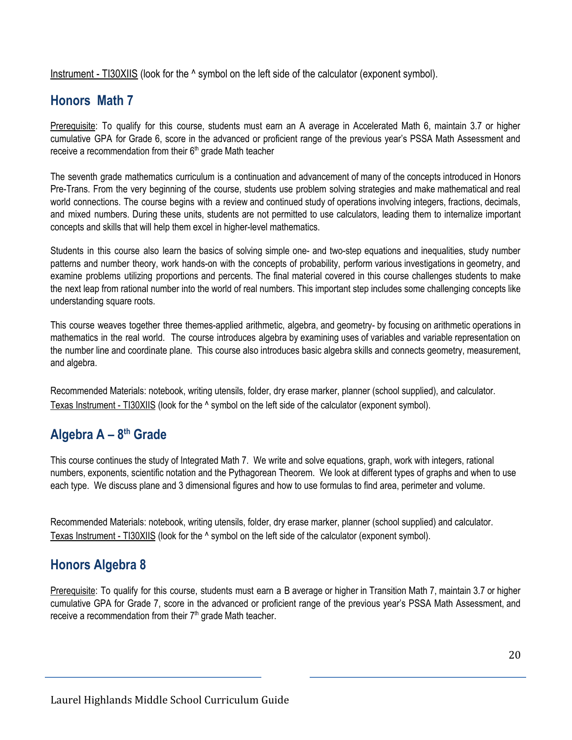Instrument - TI30XIIS (look for the ^ symbol on the left side of the calculator (exponent symbol).

## Honors Math 7

Prerequisite: To qualify for this course, students must earn an A average in Accelerated Math 6, maintain 3.7 or higher cumulative GPA for Grade 6, score in the advanced or proficient range of the previous year's PSSA Math Assessment and receive a recommendation from their 6th grade Math teacher

The seventh grade mathematics curriculum is a continuation and advancement of many of the concepts introduced in Honors Pre-Trans. From the very beginning of the course, students use problem solving strategies and make mathematical and real world connections. The course begins with a review and continued study of operations involving integers, fractions, decimals, and mixed numbers. During these units, students are not permitted to use calculators, leading them to internalize important concepts and skills that will help them excel in higher-level mathematics.

Students in this course also learn the basics of solving simple one- and two-step equations and inequalities, study number patterns and number theory, work hands-on with the concepts of probability, perform various investigations in geometry, and examine problems utilizing proportions and percents. The final material covered in this course challenges students to make the next leap from rational number into the world of real numbers. This important step includes some challenging concepts like understanding square roots.

This course weaves together three themes-applied arithmetic, algebra, and geometry- by focusing on arithmetic operations in mathematics in the real world. The course introduces algebra by examining uses of variables and variable representation on the number line and coordinate plane. This course also introduces basic algebra skills and connects geometry, measurement, and algebra.

Recommended Materials: notebook, writing utensils, folder, dry erase marker, planner (school supplied), and calculator.
Texas Instrument - TI30XIIS (look for the ^ symbol on the left side of the calculator (exponent symbol).

## Algebra A – 8th Grade

This course continues the study of Integrated Math 7. We write and solve equations, graph, work with integers, rational numbers, exponents, scientific notation and the Pythagorean Theorem. We look at different types of graphs and when to use each type. We discuss plane and 3 dimensional figures and how to use formulas to find area, perimeter and volume.

Recommended Materials: notebook, writing utensils, folder, dry erase marker, planner (school supplied) and calculator.
Texas Instrument - TI30XIIS (look for the ^ symbol on the left side of the calculator (exponent symbol).

## Honors Algebra 8

Prerequisite: To qualify for this course, students must earn a B average or higher in Transition Math 7, maintain 3.7 or higher cumulative GPA for Grade 7, score in the advanced or proficient range of the previous year's PSSA Math Assessment, and receive a recommendation from their 7th grade Math teacher.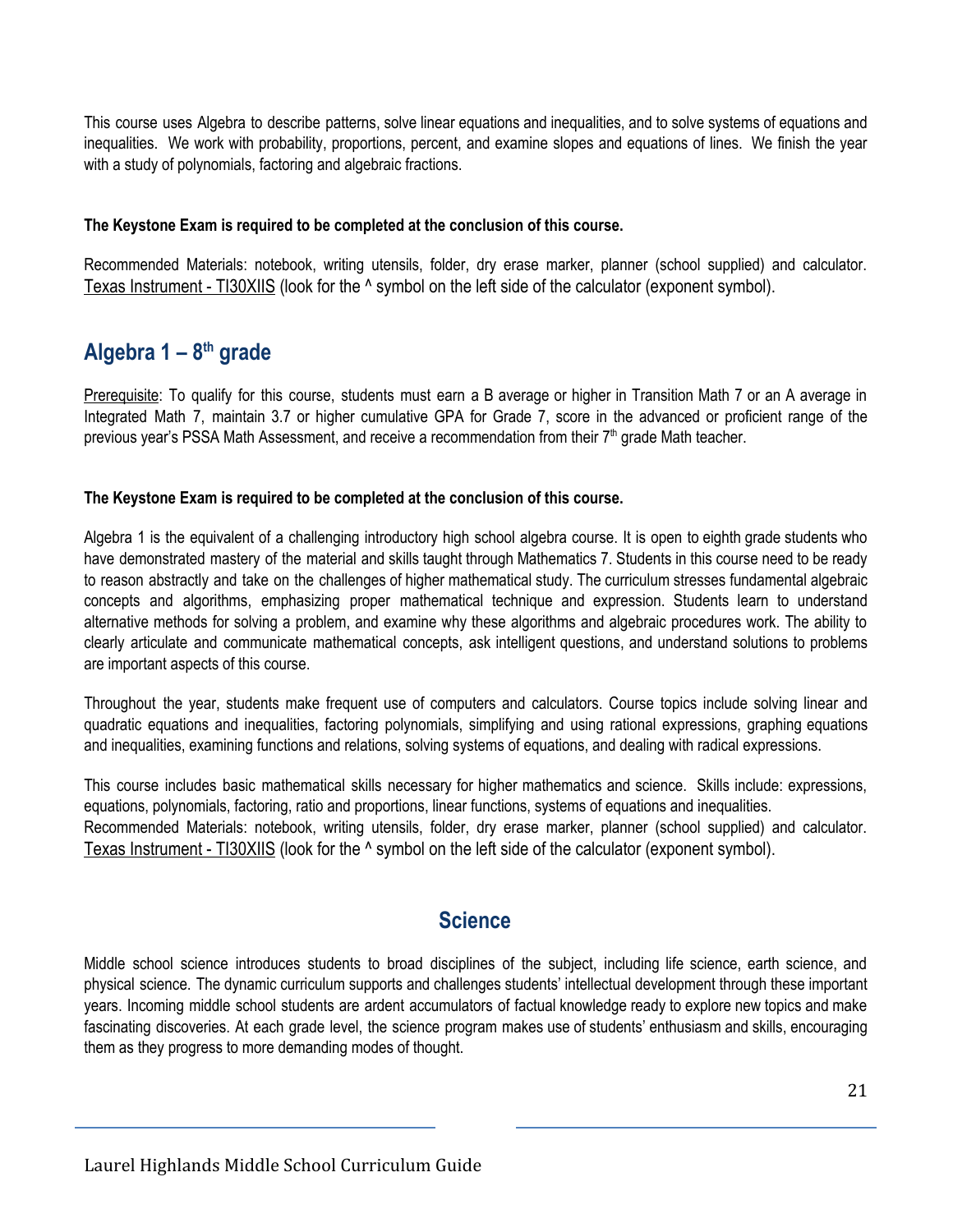This course uses Algebra to describe patterns, solve linear equations and inequalities, and to solve systems of equations and inequalities. We work with probability, proportions, percent, and examine slopes and equations of lines. We finish the year with a study of polynomials, factoring and algebraic fractions.

**The Keystone Exam is required to be completed at the conclusion of this course.**

Recommended Materials: notebook, writing utensils, folder, dry erase marker, planner (school supplied) and calculator. Texas Instrument - TI30XIIS (look for the ^ symbol on the left side of the calculator (exponent symbol).

## Algebra 1 – 8th grade

Prerequisite: To qualify for this course, students must earn a B average or higher in Transition Math 7 or an A average in Integrated Math 7, maintain 3.7 or higher cumulative GPA for Grade 7, score in the advanced or proficient range of the previous year's PSSA Math Assessment, and receive a recommendation from their 7th grade Math teacher.

**The Keystone Exam is required to be completed at the conclusion of this course.**

Algebra 1 is the equivalent of a challenging introductory high school algebra course. It is open to eighth grade students who have demonstrated mastery of the material and skills taught through Mathematics 7. Students in this course need to be ready to reason abstractly and take on the challenges of higher mathematical study. The curriculum stresses fundamental algebraic concepts and algorithms, emphasizing proper mathematical technique and expression. Students learn to understand alternative methods for solving a problem, and examine why these algorithms and algebraic procedures work. The ability to clearly articulate and communicate mathematical concepts, ask intelligent questions, and understand solutions to problems are important aspects of this course.

Throughout the year, students make frequent use of computers and calculators. Course topics include solving linear and quadratic equations and inequalities, factoring polynomials, simplifying and using rational expressions, graphing equations and inequalities, examining functions and relations, solving systems of equations, and dealing with radical expressions.

This course includes basic mathematical skills necessary for higher mathematics and science. Skills include: expressions, equations, polynomials, factoring, ratio and proportions, linear functions, systems of equations and inequalities.
Recommended Materials: notebook, writing utensils, folder, dry erase marker, planner (school supplied) and calculator. Texas Instrument - TI30XIIS (look for the ^ symbol on the left side of the calculator (exponent symbol).

# Science

Middle school science introduces students to broad disciplines of the subject, including life science, earth science, and physical science. The dynamic curriculum supports and challenges students' intellectual development through these important years. Incoming middle school students are ardent accumulators of factual knowledge ready to explore new topics and make fascinating discoveries. At each grade level, the science program makes use of students' enthusiasm and skills, encouraging them as they progress to more demanding modes of thought.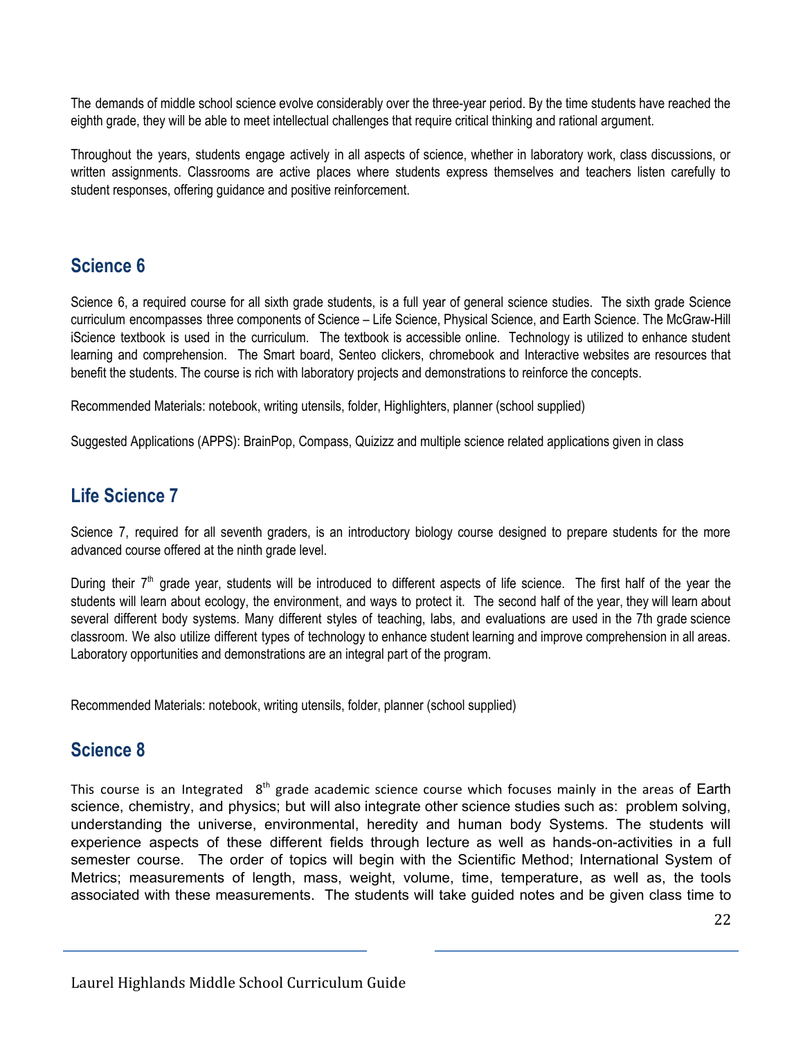The demands of middle school science evolve considerably over the three-year period. By the time students have reached the eighth grade, they will be able to meet intellectual challenges that require critical thinking and rational argument.

Throughout the years, students engage actively in all aspects of science, whether in laboratory work, class discussions, or written assignments. Classrooms are active places where students express themselves and teachers listen carefully to student responses, offering guidance and positive reinforcement.

## Science 6

Science 6, a required course for all sixth grade students, is a full year of general science studies. The sixth grade Science curriculum encompasses three components of Science – Life Science, Physical Science, and Earth Science. The McGraw-Hill iScience textbook is used in the curriculum. The textbook is accessible online. Technology is utilized to enhance student learning and comprehension. The Smart board, Senteo clickers, chromebook and Interactive websites are resources that benefit the students. The course is rich with laboratory projects and demonstrations to reinforce the concepts.

Recommended Materials: notebook, writing utensils, folder, Highlighters, planner (school supplied)

Suggested Applications (APPS): BrainPop, Compass, Quizizz and multiple science related applications given in class

## Life Science 7

Science 7, required for all seventh graders, is an introductory biology course designed to prepare students for the more advanced course offered at the ninth grade level.

During their 7th grade year, students will be introduced to different aspects of life science. The first half of the year the students will learn about ecology, the environment, and ways to protect it. The second half of the year, they will learn about several different body systems. Many different styles of teaching, labs, and evaluations are used in the 7th grade science classroom. We also utilize different types of technology to enhance student learning and improve comprehension in all areas. Laboratory opportunities and demonstrations are an integral part of the program.

Recommended Materials: notebook, writing utensils, folder, planner (school supplied)

## Science 8

This course is an Integrated 8th grade academic science course which focuses mainly in the areas of Earth science, chemistry, and physics; but will also integrate other science studies such as: problem solving, understanding the universe, environmental, heredity and human body Systems. The students will experience aspects of these different fields through lecture as well as hands-on-activities in a full semester course. The order of topics will begin with the Scientific Method; International System of Metrics; measurements of length, mass, weight, volume, time, temperature, as well as, the tools associated with these measurements. The students will take guided notes and be given class time to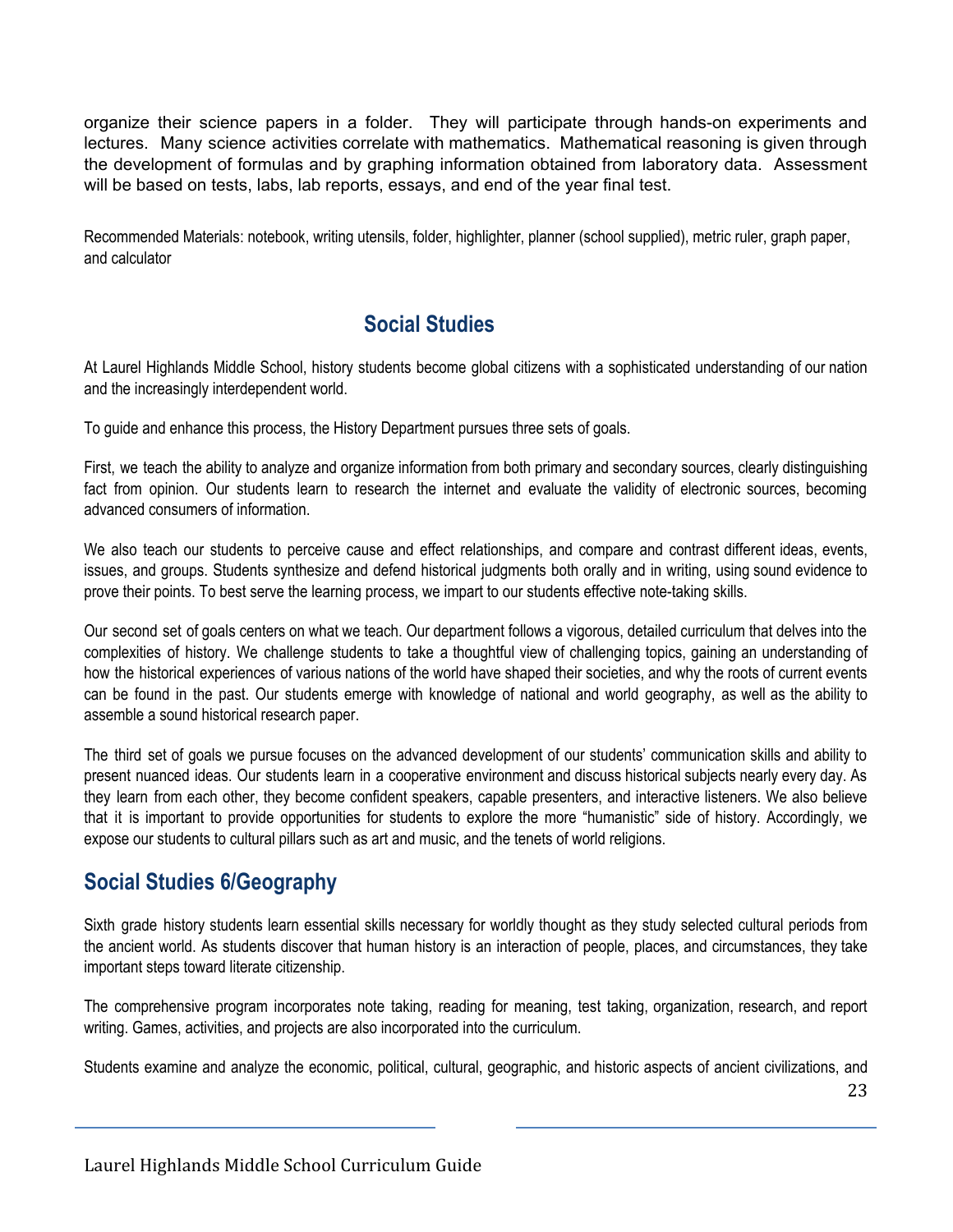organize their science papers in a folder. They will participate through hands-on experiments and lectures. Many science activities correlate with mathematics. Mathematical reasoning is given through the development of formulas and by graphing information obtained from laboratory data. Assessment will be based on tests, labs, lab reports, essays, and end of the year final test.

Recommended Materials: notebook, writing utensils, folder, highlighter, planner (school supplied), metric ruler, graph paper, and calculator

## Social Studies

At Laurel Highlands Middle School, history students become global citizens with a sophisticated understanding of our nation and the increasingly interdependent world.

To guide and enhance this process, the History Department pursues three sets of goals.

First, we teach the ability to analyze and organize information from both primary and secondary sources, clearly distinguishing fact from opinion. Our students learn to research the internet and evaluate the validity of electronic sources, becoming advanced consumers of information.

We also teach our students to perceive cause and effect relationships, and compare and contrast different ideas, events, issues, and groups. Students synthesize and defend historical judgments both orally and in writing, using sound evidence to prove their points. To best serve the learning process, we impart to our students effective note-taking skills.

Our second set of goals centers on what we teach. Our department follows a vigorous, detailed curriculum that delves into the complexities of history. We challenge students to take a thoughtful view of challenging topics, gaining an understanding of how the historical experiences of various nations of the world have shaped their societies, and why the roots of current events can be found in the past. Our students emerge with knowledge of national and world geography, as well as the ability to assemble a sound historical research paper.

The third set of goals we pursue focuses on the advanced development of our students' communication skills and ability to present nuanced ideas. Our students learn in a cooperative environment and discuss historical subjects nearly every day. As they learn from each other, they become confident speakers, capable presenters, and interactive listeners. We also believe that it is important to provide opportunities for students to explore the more "humanistic" side of history. Accordingly, we expose our students to cultural pillars such as art and music, and the tenets of world religions.

## Social Studies 6/Geography

Sixth grade history students learn essential skills necessary for worldly thought as they study selected cultural periods from the ancient world. As students discover that human history is an interaction of people, places, and circumstances, they take important steps toward literate citizenship.

The comprehensive program incorporates note taking, reading for meaning, test taking, organization, research, and report writing. Games, activities, and projects are also incorporated into the curriculum.

Students examine and analyze the economic, political, cultural, geographic, and historic aspects of ancient civilizations, and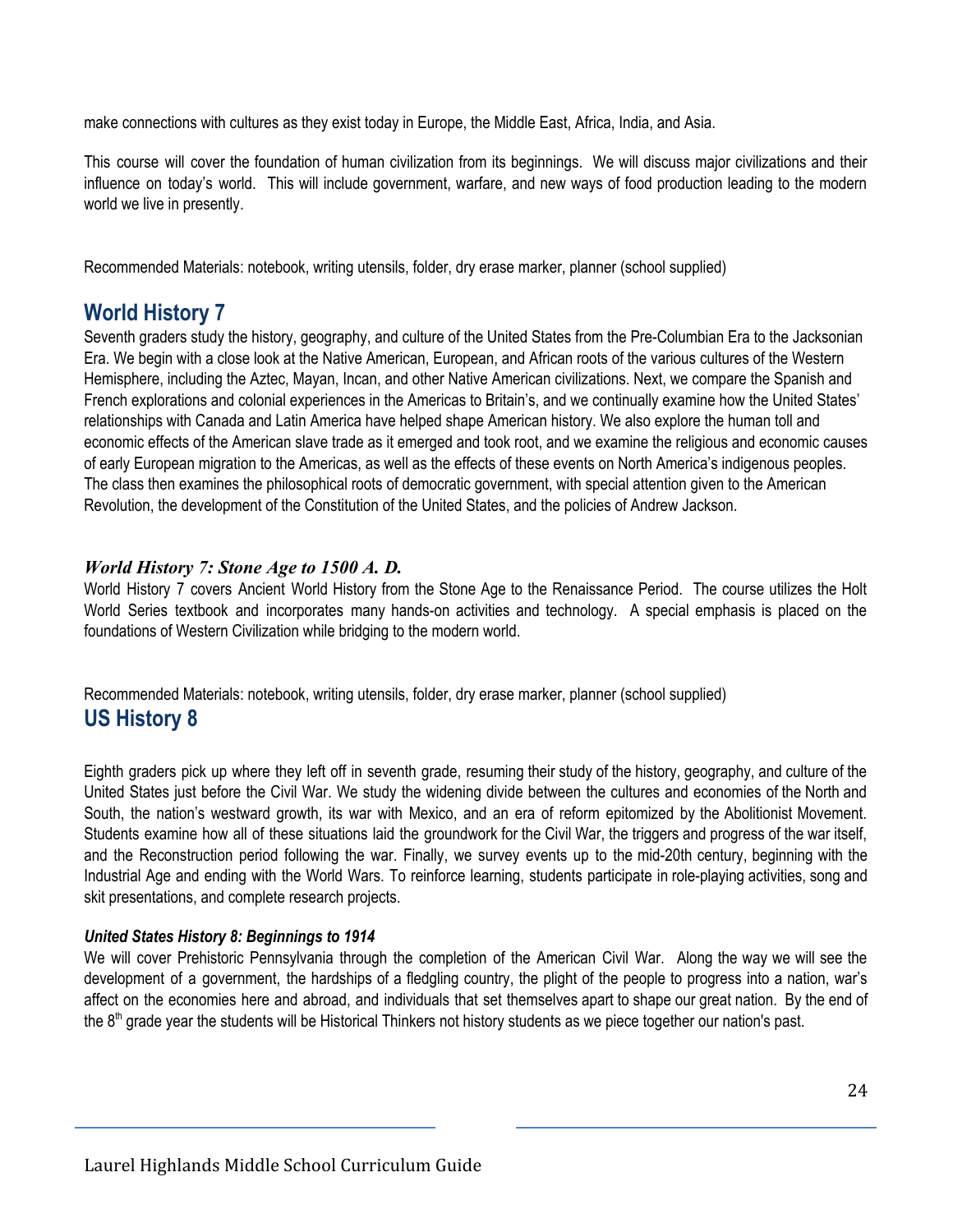make connections with cultures as they exist today in Europe, the Middle East, Africa, India, and Asia.

This course will cover the foundation of human civilization from its beginnings. We will discuss major civilizations and their influence on today's world. This will include government, warfare, and new ways of food production leading to the modern world we live in presently.

Recommended Materials: notebook, writing utensils, folder, dry erase marker, planner (school supplied)

## World History 7

Seventh graders study the history, geography, and culture of the United States from the Pre-Columbian Era to the Jacksonian Era. We begin with a close look at the Native American, European, and African roots of the various cultures of the Western Hemisphere, including the Aztec, Mayan, Incan, and other Native American civilizations. Next, we compare the Spanish and French explorations and colonial experiences in the Americas to Britain's, and we continually examine how the United States' relationships with Canada and Latin America have helped shape American history. We also explore the human toll and economic effects of the American slave trade as it emerged and took root, and we examine the religious and economic causes of early European migration to the Americas, as well as the effects of these events on North America's indigenous peoples. The class then examines the philosophical roots of democratic government, with special attention given to the American Revolution, the development of the Constitution of the United States, and the policies of Andrew Jackson.

### *World History 7: Stone Age to 1500 A. D.*

World History 7 covers Ancient World History from the Stone Age to the Renaissance Period. The course utilizes the Holt World Series textbook and incorporates many hands-on activities and technology. A special emphasis is placed on the foundations of Western Civilization while bridging to the modern world.

Recommended Materials: notebook, writing utensils, folder, dry erase marker, planner (school supplied)

## US History 8

Eighth graders pick up where they left off in seventh grade, resuming their study of the history, geography, and culture of the United States just before the Civil War. We study the widening divide between the cultures and economies of the North and South, the nation's westward growth, its war with Mexico, and an era of reform epitomized by the Abolitionist Movement. Students examine how all of these situations laid the groundwork for the Civil War, the triggers and progress of the war itself, and the Reconstruction period following the war. Finally, we survey events up to the mid-20th century, beginning with the Industrial Age and ending with the World Wars. To reinforce learning, students participate in role-playing activities, song and skit presentations, and complete research projects.

### *United States History 8: Beginnings to 1914*

We will cover Prehistoric Pennsylvania through the completion of the American Civil War. Along the way we will see the development of a government, the hardships of a fledgling country, the plight of the people to progress into a nation, war's affect on the economies here and abroad, and individuals that set themselves apart to shape our great nation. By the end of the 8th grade year the students will be Historical Thinkers not history students as we piece together our nation's past.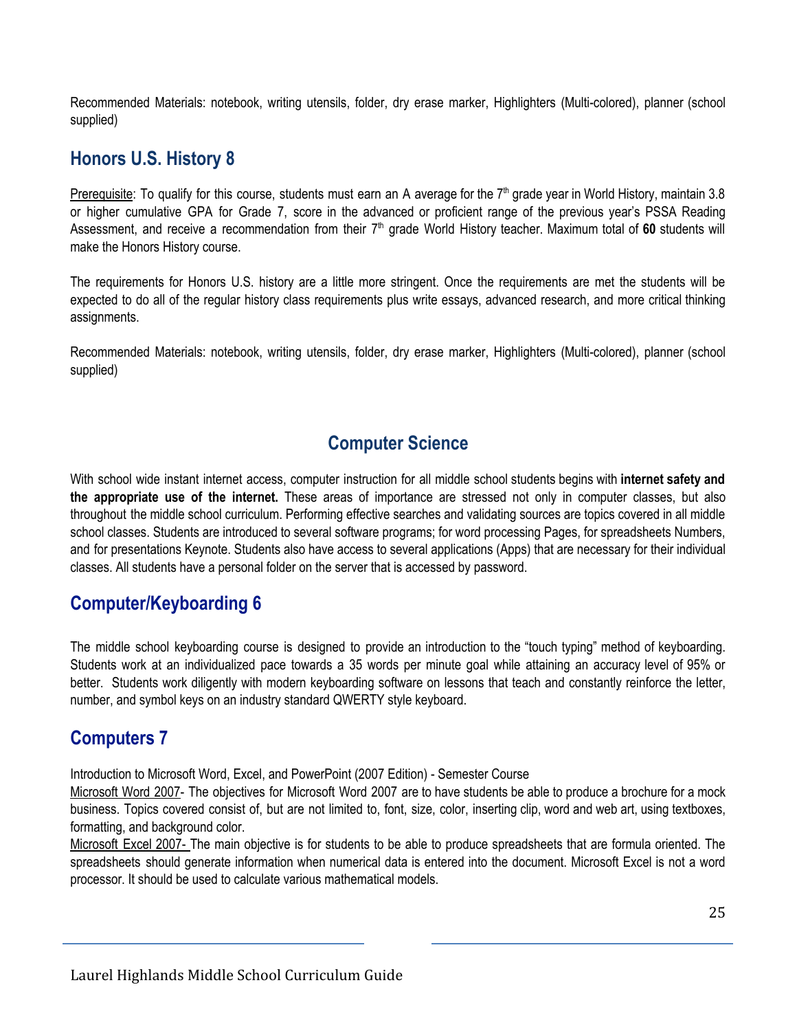Recommended Materials: notebook, writing utensils, folder, dry erase marker, Highlighters (Multi-colored), planner (school supplied)

## Honors U.S. History 8

Prerequisite: To qualify for this course, students must earn an A average for the 7th grade year in World History, maintain 3.8 or higher cumulative GPA for Grade 7, score in the advanced or proficient range of the previous year's PSSA Reading Assessment, and receive a recommendation from their 7th grade World History teacher. Maximum total of **60** students will make the Honors History course.

The requirements for Honors U.S. history are a little more stringent. Once the requirements are met the students will be expected to do all of the regular history class requirements plus write essays, advanced research, and more critical thinking assignments.

Recommended Materials: notebook, writing utensils, folder, dry erase marker, Highlighters (Multi-colored), planner (school supplied)

# Computer Science

With school wide instant internet access, computer instruction for all middle school students begins with **internet safety and the appropriate use of the internet.** These areas of importance are stressed not only in computer classes, but also throughout the middle school curriculum. Performing effective searches and validating sources are topics covered in all middle school classes. Students are introduced to several software programs; for word processing Pages, for spreadsheets Numbers, and for presentations Keynote. Students also have access to several applications (Apps) that are necessary for their individual classes. All students have a personal folder on the server that is accessed by password.

## Computer/Keyboarding 6

The middle school keyboarding course is designed to provide an introduction to the "touch typing" method of keyboarding. Students work at an individualized pace towards a 35 words per minute goal while attaining an accuracy level of 95% or better. Students work diligently with modern keyboarding software on lessons that teach and constantly reinforce the letter, number, and symbol keys on an industry standard QWERTY style keyboard.

## Computers 7

Introduction to Microsoft Word, Excel, and PowerPoint (2007 Edition) - Semester Course

Microsoft Word 2007- The objectives for Microsoft Word 2007 are to have students be able to produce a brochure for a mock business. Topics covered consist of, but are not limited to, font, size, color, inserting clip, word and web art, using textboxes, formatting, and background color.

Microsoft Excel 2007- The main objective is for students to be able to produce spreadsheets that are formula oriented. The spreadsheets should generate information when numerical data is entered into the document. Microsoft Excel is not a word processor. It should be used to calculate various mathematical models.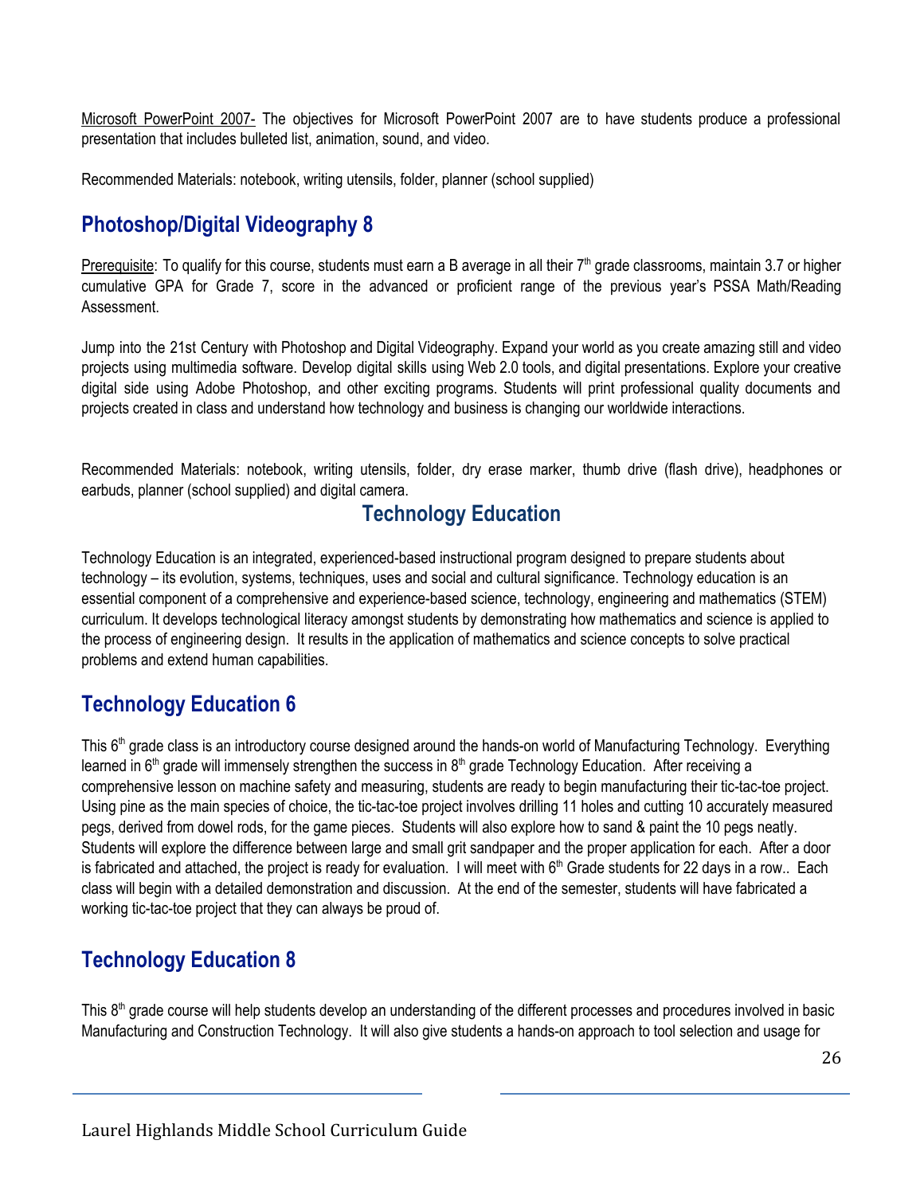Microsoft PowerPoint 2007- The objectives for Microsoft PowerPoint 2007 are to have students produce a professional presentation that includes bulleted list, animation, sound, and video.

Recommended Materials: notebook, writing utensils, folder, planner (school supplied)

## Photoshop/Digital Videography 8

Prerequisite: To qualify for this course, students must earn a B average in all their 7th grade classrooms, maintain 3.7 or higher cumulative GPA for Grade 7, score in the advanced or proficient range of the previous year's PSSA Math/Reading Assessment.

Jump into the 21st Century with Photoshop and Digital Videography. Expand your world as you create amazing still and video projects using multimedia software. Develop digital skills using Web 2.0 tools, and digital presentations. Explore your creative digital side using Adobe Photoshop, and other exciting programs. Students will print professional quality documents and projects created in class and understand how technology and business is changing our worldwide interactions.

Recommended Materials: notebook, writing utensils, folder, dry erase marker, thumb drive (flash drive), headphones or earbuds, planner (school supplied) and digital camera.

# Technology Education

Technology Education is an integrated, experienced-based instructional program designed to prepare students about technology – its evolution, systems, techniques, uses and social and cultural significance. Technology education is an essential component of a comprehensive and experience-based science, technology, engineering and mathematics (STEM) curriculum. It develops technological literacy amongst students by demonstrating how mathematics and science is applied to the process of engineering design. It results in the application of mathematics and science concepts to solve practical problems and extend human capabilities.

## Technology Education 6

This 6th grade class is an introductory course designed around the hands-on world of Manufacturing Technology. Everything learned in 6th grade will immensely strengthen the success in 8th grade Technology Education. After receiving a comprehensive lesson on machine safety and measuring, students are ready to begin manufacturing their tic-tac-toe project. Using pine as the main species of choice, the tic-tac-toe project involves drilling 11 holes and cutting 10 accurately measured pegs, derived from dowel rods, for the game pieces. Students will also explore how to sand & paint the 10 pegs neatly. Students will explore the difference between large and small grit sandpaper and the proper application for each. After a door is fabricated and attached, the project is ready for evaluation. I will meet with 6th Grade students for 22 days in a row.. Each class will begin with a detailed demonstration and discussion. At the end of the semester, students will have fabricated a working tic-tac-toe project that they can always be proud of.

## Technology Education 8

This 8th grade course will help students develop an understanding of the different processes and procedures involved in basic Manufacturing and Construction Technology. It will also give students a hands-on approach to tool selection and usage for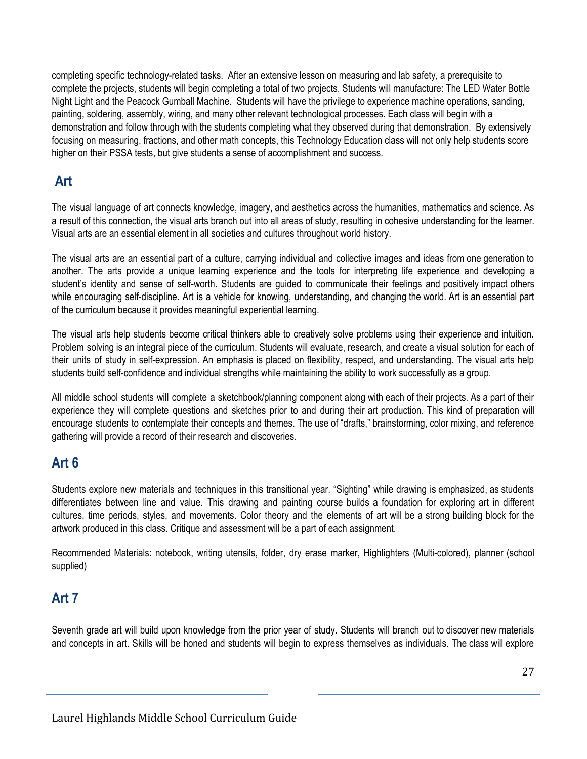completing specific technology-related tasks. After an extensive lesson on measuring and lab safety, a prerequisite to complete the projects, students will begin completing a total of two projects. Students will manufacture: The LED Water Bottle Night Light and the Peacock Gumball Machine. Students will have the privilege to experience machine operations, sanding, painting, soldering, assembly, wiring, and many other relevant technological processes. Each class will begin with a demonstration and follow through with the students completing what they observed during that demonstration. By extensively focusing on measuring, fractions, and other math concepts, this Technology Education class will not only help students score higher on their PSSA tests, but give students a sense of accomplishment and success.

## Art

The visual language of art connects knowledge, imagery, and aesthetics across the humanities, mathematics and science. As a result of this connection, the visual arts branch out into all areas of study, resulting in cohesive understanding for the learner. Visual arts are an essential element in all societies and cultures throughout world history.

The visual arts are an essential part of a culture, carrying individual and collective images and ideas from one generation to another. The arts provide a unique learning experience and the tools for interpreting life experience and developing a student's identity and sense of self-worth. Students are guided to communicate their feelings and positively impact others while encouraging self-discipline. Art is a vehicle for knowing, understanding, and changing the world. Art is an essential part of the curriculum because it provides meaningful experiential learning.

The visual arts help students become critical thinkers able to creatively solve problems using their experience and intuition. Problem solving is an integral piece of the curriculum. Students will evaluate, research, and create a visual solution for each of their units of study in self-expression. An emphasis is placed on flexibility, respect, and understanding. The visual arts help students build self-confidence and individual strengths while maintaining the ability to work successfully as a group.

All middle school students will complete a sketchbook/planning component along with each of their projects. As a part of their experience they will complete questions and sketches prior to and during their art production. This kind of preparation will encourage students to contemplate their concepts and themes. The use of "drafts," brainstorming, color mixing, and reference gathering will provide a record of their research and discoveries.

## Art 6

Students explore new materials and techniques in this transitional year. "Sighting" while drawing is emphasized, as students differentiates between line and value. This drawing and painting course builds a foundation for exploring art in different cultures, time periods, styles, and movements. Color theory and the elements of art will be a strong building block for the artwork produced in this class. Critique and assessment will be a part of each assignment.

Recommended Materials: notebook, writing utensils, folder, dry erase marker, Highlighters (Multi-colored), planner (school supplied)

## Art 7

Seventh grade art will build upon knowledge from the prior year of study. Students will branch out to discover new materials and concepts in art. Skills will be honed and students will begin to express themselves as individuals. The class will explore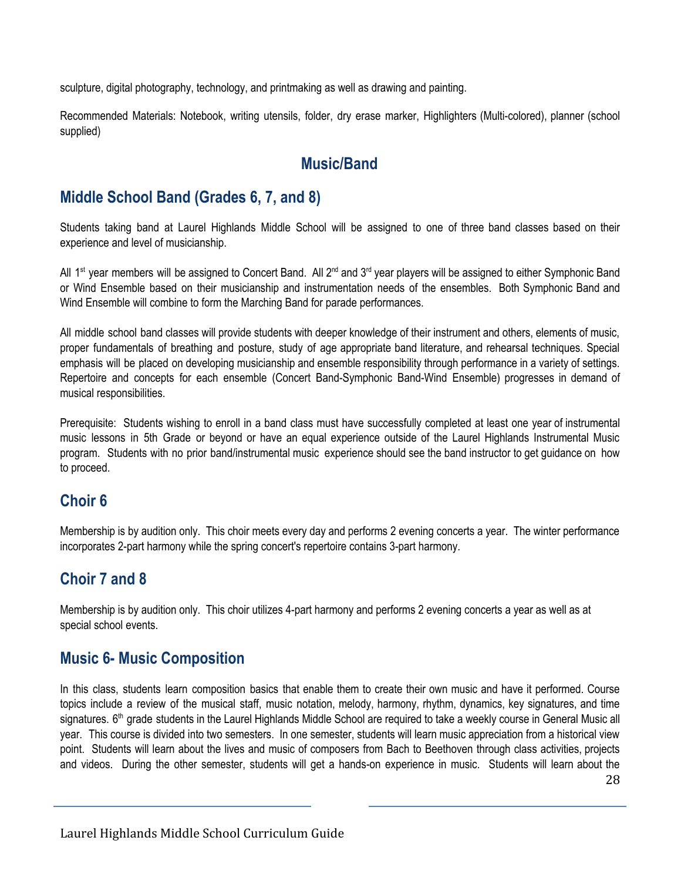sculpture, digital photography, technology, and printmaking as well as drawing and painting.

Recommended Materials: Notebook, writing utensils, folder, dry erase marker, Highlighters (Multi-colored), planner (school supplied)

# Music/Band

## Middle School Band (Grades 6, 7, and 8)

Students taking band at Laurel Highlands Middle School will be assigned to one of three band classes based on their experience and level of musicianship.

All 1st year members will be assigned to Concert Band. All 2nd and 3rd year players will be assigned to either Symphonic Band or Wind Ensemble based on their musicianship and instrumentation needs of the ensembles. Both Symphonic Band and Wind Ensemble will combine to form the Marching Band for parade performances.

All middle school band classes will provide students with deeper knowledge of their instrument and others, elements of music, proper fundamentals of breathing and posture, study of age appropriate band literature, and rehearsal techniques. Special emphasis will be placed on developing musicianship and ensemble responsibility through performance in a variety of settings. Repertoire and concepts for each ensemble (Concert Band-Symphonic Band-Wind Ensemble) progresses in demand of musical responsibilities.

Prerequisite: Students wishing to enroll in a band class must have successfully completed at least one year of instrumental music lessons in 5th Grade or beyond or have an equal experience outside of the Laurel Highlands Instrumental Music program. Students with no prior band/instrumental music experience should see the band instructor to get guidance on how to proceed.

## Choir 6

Membership is by audition only. This choir meets every day and performs 2 evening concerts a year. The winter performance incorporates 2-part harmony while the spring concert's repertoire contains 3-part harmony.

## Choir 7 and 8

Membership is by audition only. This choir utilizes 4-part harmony and performs 2 evening concerts a year as well as at special school events.

## Music 6- Music Composition

In this class, students learn composition basics that enable them to create their own music and have it performed. Course topics include a review of the musical staff, music notation, melody, harmony, rhythm, dynamics, key signatures, and time signatures. 6th grade students in the Laurel Highlands Middle School are required to take a weekly course in General Music all year. This course is divided into two semesters. In one semester, students will learn music appreciation from a historical view point. Students will learn about the lives and music of composers from Bach to Beethoven through class activities, projects and videos. During the other semester, students will get a hands-on experience in music. Students will learn about the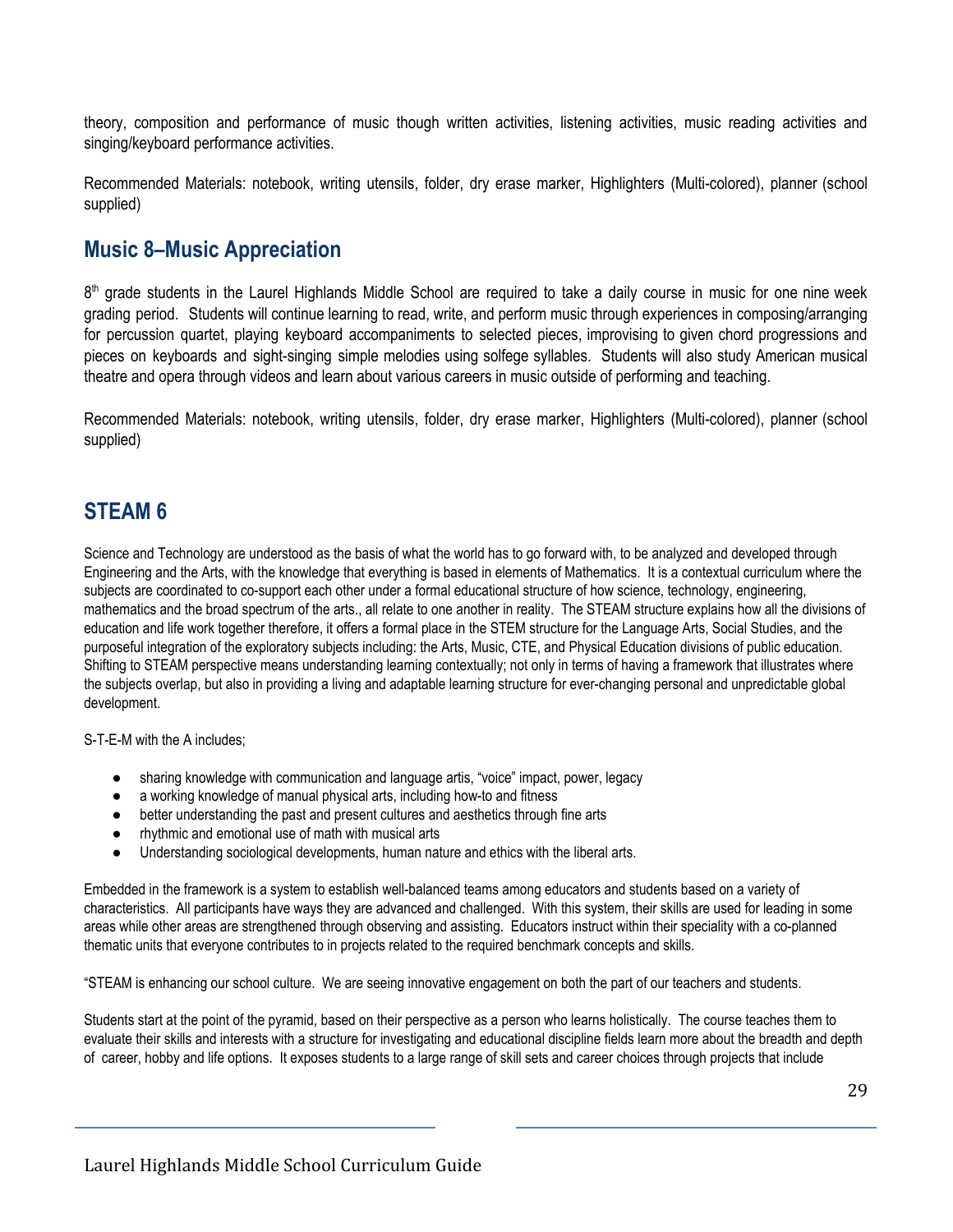theory, composition and performance of music though written activities, listening activities, music reading activities and singing/keyboard performance activities.

Recommended Materials: notebook, writing utensils, folder, dry erase marker, Highlighters (Multi-colored), planner (school supplied)

## Music 8–Music Appreciation

8th grade students in the Laurel Highlands Middle School are required to take a daily course in music for one nine week grading period. Students will continue learning to read, write, and perform music through experiences in composing/arranging for percussion quartet, playing keyboard accompaniments to selected pieces, improvising to given chord progressions and pieces on keyboards and sight-singing simple melodies using solfege syllables. Students will also study American musical theatre and opera through videos and learn about various careers in music outside of performing and teaching.

Recommended Materials: notebook, writing utensils, folder, dry erase marker, Highlighters (Multi-colored), planner (school supplied)

## STEAM 6

Science and Technology are understood as the basis of what the world has to go forward with, to be analyzed and developed through Engineering and the Arts, with the knowledge that everything is based in elements of Mathematics. It is a contextual curriculum where the subjects are coordinated to co-support each other under a formal educational structure of how science, technology, engineering, mathematics and the broad spectrum of the arts., all relate to one another in reality. The STEAM structure explains how all the divisions of education and life work together therefore, it offers a formal place in the STEM structure for the Language Arts, Social Studies, and the purposeful integration of the exploratory subjects including: the Arts, Music, CTE, and Physical Education divisions of public education. Shifting to STEAM perspective means understanding learning contextually; not only in terms of having a framework that illustrates where the subjects overlap, but also in providing a living and adaptable learning structure for ever-changing personal and unpredictable global development.

S-T-E-M with the A includes;

- sharing knowledge with communication and language artis, "voice" impact, power, legacy
- a working knowledge of manual physical arts, including how-to and fitness
- better understanding the past and present cultures and aesthetics through fine arts
- rhythmic and emotional use of math with musical arts
- Understanding sociological developments, human nature and ethics with the liberal arts.

Embedded in the framework is a system to establish well-balanced teams among educators and students based on a variety of characteristics. All participants have ways they are advanced and challenged. With this system, their skills are used for leading in some areas while other areas are strengthened through observing and assisting. Educators instruct within their speciality with a co-planned thematic units that everyone contributes to in projects related to the required benchmark concepts and skills.

"STEAM is enhancing our school culture. We are seeing innovative engagement on both the part of our teachers and students.

Students start at the point of the pyramid, based on their perspective as a person who learns holistically. The course teaches them to evaluate their skills and interests with a structure for investigating and educational discipline fields learn more about the breadth and depth of career, hobby and life options. It exposes students to a large range of skill sets and career choices through projects that include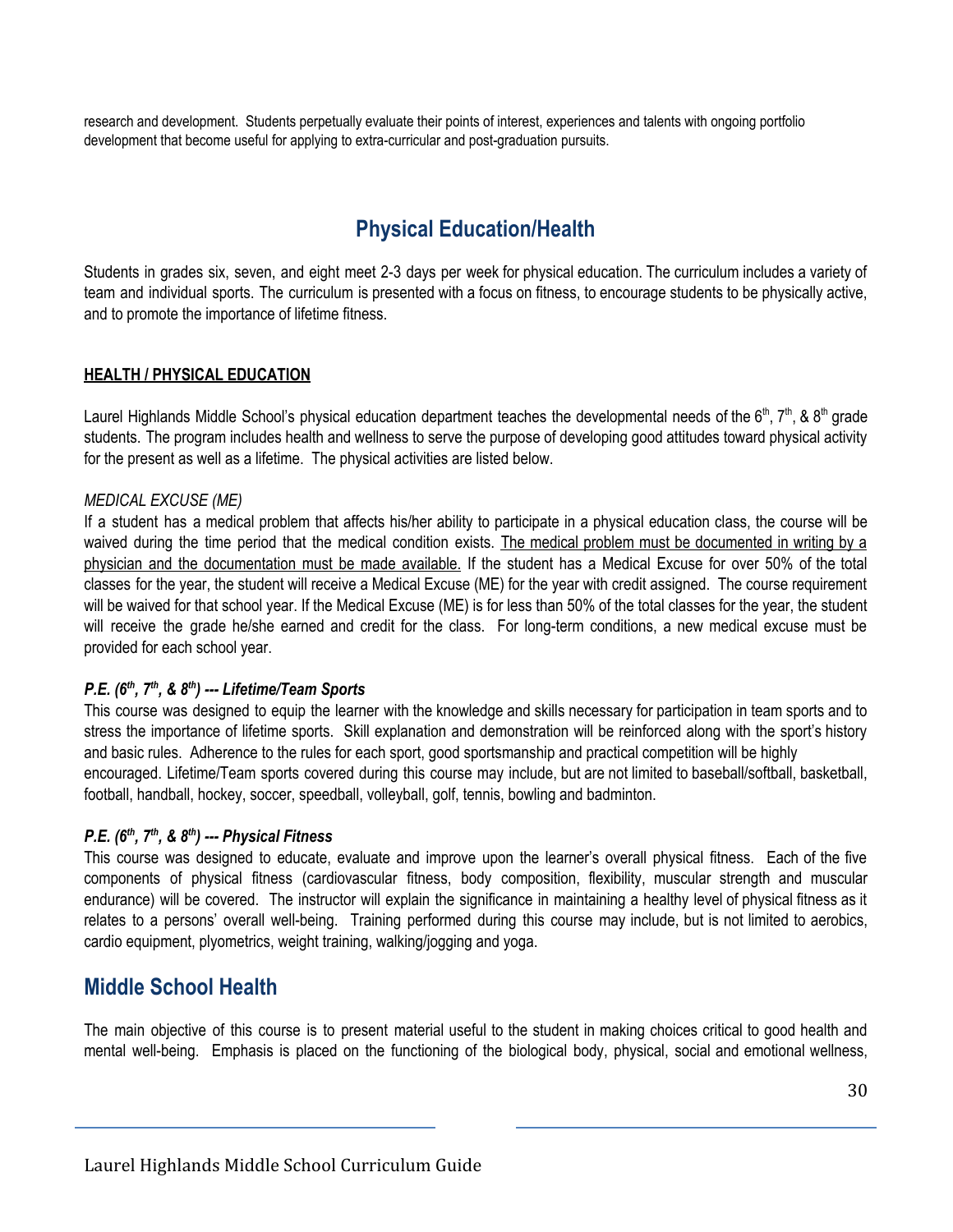research and development. Students perpetually evaluate their points of interest, experiences and talents with ongoing portfolio development that become useful for applying to extra-curricular and post-graduation pursuits.

## Physical Education/Health

Students in grades six, seven, and eight meet 2-3 days per week for physical education. The curriculum includes a variety of team and individual sports. The curriculum is presented with a focus on fitness, to encourage students to be physically active, and to promote the importance of lifetime fitness.

**HEALTH / PHYSICAL EDUCATION**

Laurel Highlands Middle School's physical education department teaches the developmental needs of the 6th, 7th, & 8th grade students. The program includes health and wellness to serve the purpose of developing good attitudes toward physical activity for the present as well as a lifetime. The physical activities are listed below.

*MEDICAL EXCUSE (ME)*

If a student has a medical problem that affects his/her ability to participate in a physical education class, the course will be waived during the time period that the medical condition exists. The medical problem must be documented in writing by a physician and the documentation must be made available. If the student has a Medical Excuse for over 50% of the total classes for the year, the student will receive a Medical Excuse (ME) for the year with credit assigned. The course requirement will be waived for that school year. If the Medical Excuse (ME) is for less than 50% of the total classes for the year, the student will receive the grade he/she earned and credit for the class. For long-term conditions, a new medical excuse must be provided for each school year.

***P.E. (6th, 7th, & 8th) --- Lifetime/Team Sports***

This course was designed to equip the learner with the knowledge and skills necessary for participation in team sports and to stress the importance of lifetime sports. Skill explanation and demonstration will be reinforced along with the sport's history and basic rules. Adherence to the rules for each sport, good sportsmanship and practical competition will be highly encouraged. Lifetime/Team sports covered during this course may include, but are not limited to baseball/softball, basketball, football, handball, hockey, soccer, speedball, volleyball, golf, tennis, bowling and badminton.

***P.E. (6th, 7th, & 8th) --- Physical Fitness***

This course was designed to educate, evaluate and improve upon the learner's overall physical fitness. Each of the five components of physical fitness (cardiovascular fitness, body composition, flexibility, muscular strength and muscular endurance) will be covered. The instructor will explain the significance in maintaining a healthy level of physical fitness as it relates to a persons' overall well-being. Training performed during this course may include, but is not limited to aerobics, cardio equipment, plyometrics, weight training, walking/jogging and yoga.

## Middle School Health

The main objective of this course is to present material useful to the student in making choices critical to good health and mental well-being. Emphasis is placed on the functioning of the biological body, physical, social and emotional wellness,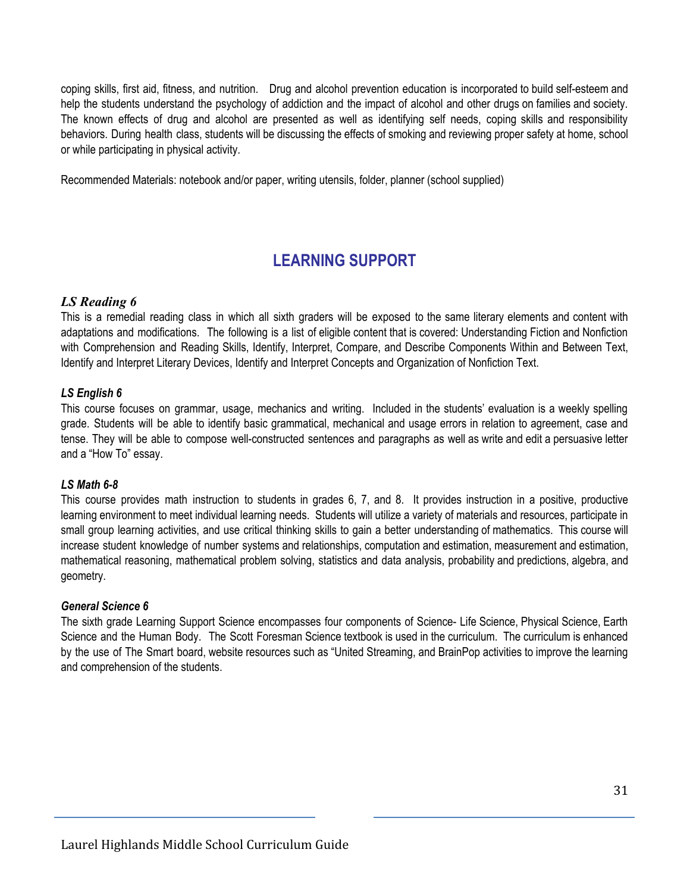coping skills, first aid, fitness, and nutrition. Drug and alcohol prevention education is incorporated to build self-esteem and help the students understand the psychology of addiction and the impact of alcohol and other drugs on families and society. The known effects of drug and alcohol are presented as well as identifying self needs, coping skills and responsibility behaviors. During health class, students will be discussing the effects of smoking and reviewing proper safety at home, school or while participating in physical activity.

Recommended Materials: notebook and/or paper, writing utensils, folder, planner (school supplied)

## LEARNING SUPPORT

### *LS Reading 6*

This is a remedial reading class in which all sixth graders will be exposed to the same literary elements and content with adaptations and modifications. The following is a list of eligible content that is covered: Understanding Fiction and Nonfiction with Comprehension and Reading Skills, Identify, Interpret, Compare, and Describe Components Within and Between Text, Identify and Interpret Literary Devices, Identify and Interpret Concepts and Organization of Nonfiction Text.

### *LS English 6*

This course focuses on grammar, usage, mechanics and writing. Included in the students' evaluation is a weekly spelling grade. Students will be able to identify basic grammatical, mechanical and usage errors in relation to agreement, case and tense. They will be able to compose well-constructed sentences and paragraphs as well as write and edit a persuasive letter and a "How To" essay.

### *LS Math 6-8*

This course provides math instruction to students in grades 6, 7, and 8. It provides instruction in a positive, productive learning environment to meet individual learning needs. Students will utilize a variety of materials and resources, participate in small group learning activities, and use critical thinking skills to gain a better understanding of mathematics. This course will increase student knowledge of number systems and relationships, computation and estimation, measurement and estimation, mathematical reasoning, mathematical problem solving, statistics and data analysis, probability and predictions, algebra, and geometry.

### *General Science 6*

The sixth grade Learning Support Science encompasses four components of Science- Life Science, Physical Science, Earth Science and the Human Body. The Scott Foresman Science textbook is used in the curriculum. The curriculum is enhanced by the use of The Smart board, website resources such as "United Streaming, and BrainPop activities to improve the learning and comprehension of the students.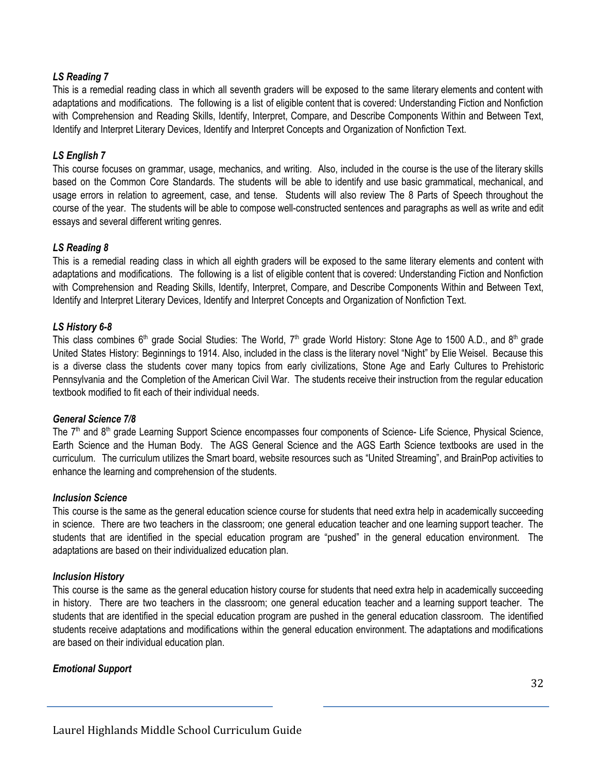***LS Reading 7***

This is a remedial reading class in which all seventh graders will be exposed to the same literary elements and content with adaptations and modifications. The following is a list of eligible content that is covered: Understanding Fiction and Nonfiction with Comprehension and Reading Skills, Identify, Interpret, Compare, and Describe Components Within and Between Text, Identify and Interpret Literary Devices, Identify and Interpret Concepts and Organization of Nonfiction Text.

***LS English 7***

This course focuses on grammar, usage, mechanics, and writing. Also, included in the course is the use of the literary skills based on the Common Core Standards. The students will be able to identify and use basic grammatical, mechanical, and usage errors in relation to agreement, case, and tense. Students will also review The 8 Parts of Speech throughout the course of the year. The students will be able to compose well-constructed sentences and paragraphs as well as write and edit essays and several different writing genres.

***LS Reading 8***

This is a remedial reading class in which all eighth graders will be exposed to the same literary elements and content with adaptations and modifications. The following is a list of eligible content that is covered: Understanding Fiction and Nonfiction with Comprehension and Reading Skills, Identify, Interpret, Compare, and Describe Components Within and Between Text, Identify and Interpret Literary Devices, Identify and Interpret Concepts and Organization of Nonfiction Text.

***LS History 6-8***

This class combines 6th grade Social Studies: The World, 7th grade World History: Stone Age to 1500 A.D., and 8th grade United States History: Beginnings to 1914. Also, included in the class is the literary novel "Night" by Elie Weisel. Because this is a diverse class the students cover many topics from early civilizations, Stone Age and Early Cultures to Prehistoric Pennsylvania and the Completion of the American Civil War. The students receive their instruction from the regular education textbook modified to fit each of their individual needs.

***General Science 7/8***

The 7th and 8th grade Learning Support Science encompasses four components of Science- Life Science, Physical Science, Earth Science and the Human Body. The AGS General Science and the AGS Earth Science textbooks are used in the curriculum. The curriculum utilizes the Smart board, website resources such as "United Streaming", and BrainPop activities to enhance the learning and comprehension of the students.

***Inclusion Science***

This course is the same as the general education science course for students that need extra help in academically succeeding in science. There are two teachers in the classroom; one general education teacher and one learning support teacher. The students that are identified in the special education program are "pushed" in the general education environment. The adaptations are based on their individualized education plan.

***Inclusion History***

This course is the same as the general education history course for students that need extra help in academically succeeding in history. There are two teachers in the classroom; one general education teacher and a learning support teacher. The students that are identified in the special education program are pushed in the general education classroom. The identified students receive adaptations and modifications within the general education environment. The adaptations and modifications are based on their individual education plan.

***Emotional Support***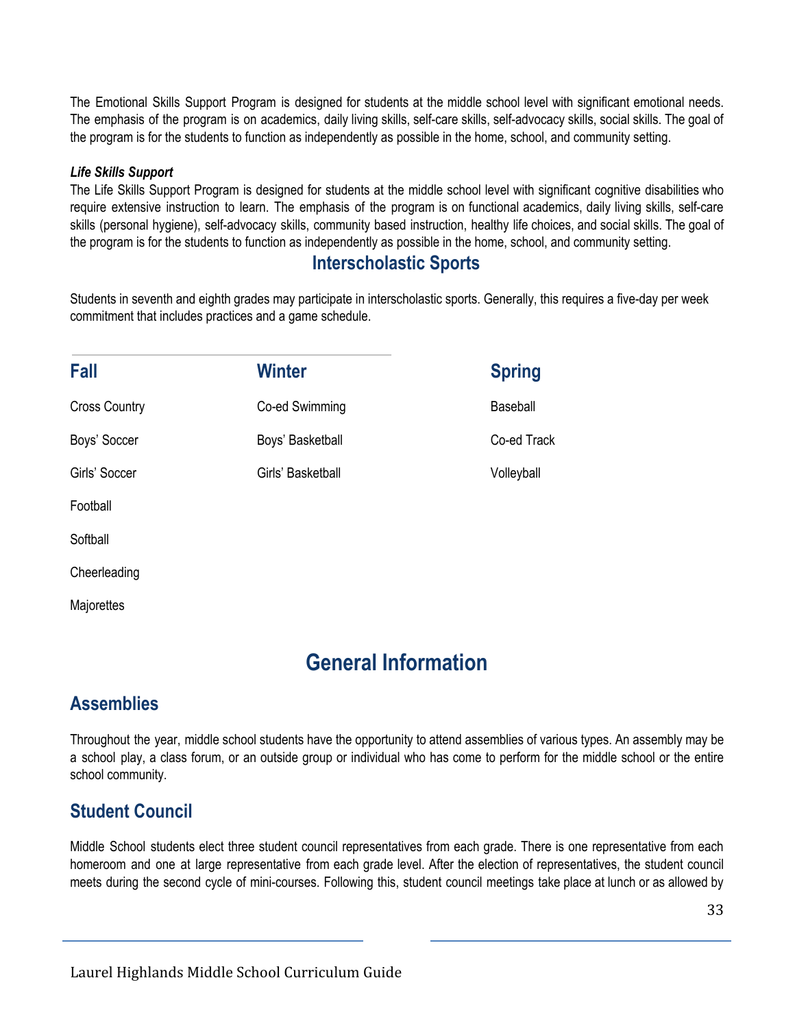The Emotional Skills Support Program is designed for students at the middle school level with significant emotional needs. The emphasis of the program is on academics, daily living skills, self-care skills, self-advocacy skills, social skills. The goal of the program is for the students to function as independently as possible in the home, school, and community setting.

***Life Skills Support***

The Life Skills Support Program is designed for students at the middle school level with significant cognitive disabilities who require extensive instruction to learn. The emphasis of the program is on functional academics, daily living skills, self-care skills (personal hygiene), self-advocacy skills, community based instruction, healthy life choices, and social skills. The goal of the program is for the students to function as independently as possible in the home, school, and community setting.

## Interscholastic Sports

Students in seventh and eighth grades may participate in interscholastic sports. Generally, this requires a five-day per week commitment that includes practices and a game schedule.

| Fall | Winter | Spring |
|---|---|---|
| Cross Country | Co-ed Swimming | Baseball |
| Boys' Soccer | Boys' Basketball | Co-ed Track |
| Girls' Soccer | Girls' Basketball | Volleyball |
| Football | | |
| Softball | | |
| Cheerleading | | |
| Majorettes | | |

# General Information

## Assemblies

Throughout the year, middle school students have the opportunity to attend assemblies of various types. An assembly may be a school play, a class forum, or an outside group or individual who has come to perform for the middle school or the entire school community.

## Student Council

Middle School students elect three student council representatives from each grade. There is one representative from each homeroom and one at large representative from each grade level. After the election of representatives, the student council meets during the second cycle of mini-courses. Following this, student council meetings take place at lunch or as allowed by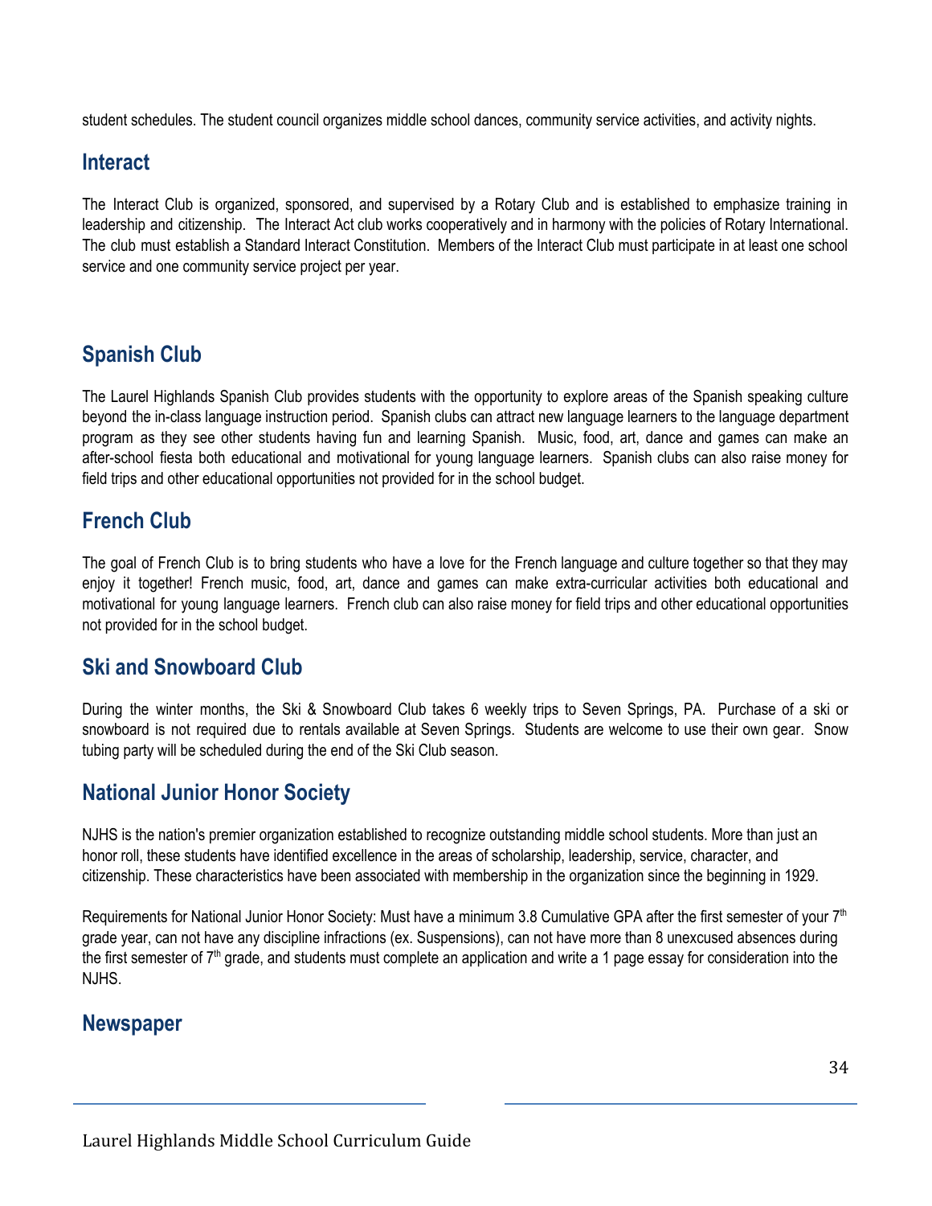student schedules. The student council organizes middle school dances, community service activities, and activity nights.

## Interact

The Interact Club is organized, sponsored, and supervised by a Rotary Club and is established to emphasize training in leadership and citizenship. The Interact Act club works cooperatively and in harmony with the policies of Rotary International. The club must establish a Standard Interact Constitution. Members of the Interact Club must participate in at least one school service and one community service project per year.

## Spanish Club

The Laurel Highlands Spanish Club provides students with the opportunity to explore areas of the Spanish speaking culture beyond the in-class language instruction period. Spanish clubs can attract new language learners to the language department program as they see other students having fun and learning Spanish. Music, food, art, dance and games can make an after-school fiesta both educational and motivational for young language learners. Spanish clubs can also raise money for field trips and other educational opportunities not provided for in the school budget.

## French Club

The goal of French Club is to bring students who have a love for the French language and culture together so that they may enjoy it together! French music, food, art, dance and games can make extra-curricular activities both educational and motivational for young language learners. French club can also raise money for field trips and other educational opportunities not provided for in the school budget.

## Ski and Snowboard Club

During the winter months, the Ski & Snowboard Club takes 6 weekly trips to Seven Springs, PA. Purchase of a ski or snowboard is not required due to rentals available at Seven Springs. Students are welcome to use their own gear. Snow tubing party will be scheduled during the end of the Ski Club season.

## National Junior Honor Society

NJHS is the nation's premier organization established to recognize outstanding middle school students. More than just an honor roll, these students have identified excellence in the areas of scholarship, leadership, service, character, and citizenship. These characteristics have been associated with membership in the organization since the beginning in 1929.

Requirements for National Junior Honor Society: Must have a minimum 3.8 Cumulative GPA after the first semester of your 7th grade year, can not have any discipline infractions (ex. Suspensions), can not have more than 8 unexcused absences during the first semester of 7th grade, and students must complete an application and write a 1 page essay for consideration into the NJHS.

## Newspaper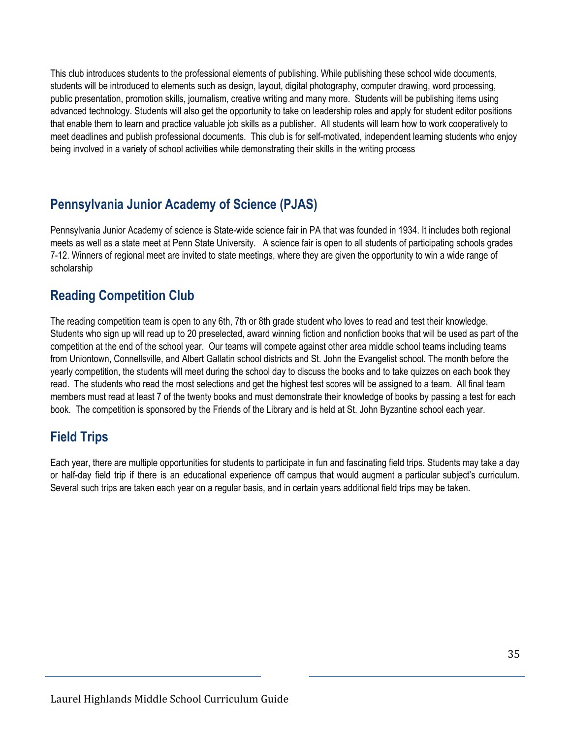This club introduces students to the professional elements of publishing. While publishing these school wide documents, students will be introduced to elements such as design, layout, digital photography, computer drawing, word processing, public presentation, promotion skills, journalism, creative writing and many more. Students will be publishing items using advanced technology. Students will also get the opportunity to take on leadership roles and apply for student editor positions that enable them to learn and practice valuable job skills as a publisher. All students will learn how to work cooperatively to meet deadlines and publish professional documents. This club is for self-motivated, independent learning students who enjoy being involved in a variety of school activities while demonstrating their skills in the writing process

## Pennsylvania Junior Academy of Science (PJAS)

Pennsylvania Junior Academy of science is State-wide science fair in PA that was founded in 1934. It includes both regional meets as well as a state meet at Penn State University. A science fair is open to all students of participating schools grades 7-12. Winners of regional meet are invited to state meetings, where they are given the opportunity to win a wide range of scholarship

## Reading Competition Club

The reading competition team is open to any 6th, 7th or 8th grade student who loves to read and test their knowledge. Students who sign up will read up to 20 preselected, award winning fiction and nonfiction books that will be used as part of the competition at the end of the school year. Our teams will compete against other area middle school teams including teams from Uniontown, Connellsville, and Albert Gallatin school districts and St. John the Evangelist school. The month before the yearly competition, the students will meet during the school day to discuss the books and to take quizzes on each book they read. The students who read the most selections and get the highest test scores will be assigned to a team. All final team members must read at least 7 of the twenty books and must demonstrate their knowledge of books by passing a test for each book. The competition is sponsored by the Friends of the Library and is held at St. John Byzantine school each year.

## Field Trips

Each year, there are multiple opportunities for students to participate in fun and fascinating field trips. Students may take a day or half-day field trip if there is an educational experience off campus that would augment a particular subject's curriculum. Several such trips are taken each year on a regular basis, and in certain years additional field trips may be taken.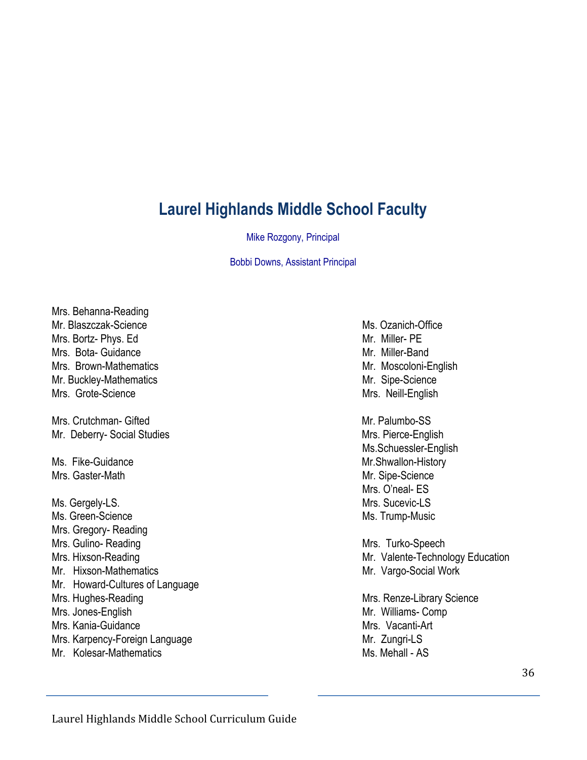# Laurel Highlands Middle School Faculty

Mike Rozgony, Principal

Bobbi Downs, Assistant Principal

Mrs. Behanna-Reading
Mr. Blaszczak-Science
Mrs. Bortz- Phys. Ed
Mrs. Bota- Guidance
Mrs. Brown-Mathematics
Mr. Buckley-Mathematics
Mrs. Grote-Science

Mrs. Crutchman- Gifted
Mr. Deberry- Social Studies

Ms. Fike-Guidance
Mrs. Gaster-Math

Ms. Gergely-LS.
Ms. Green-Science
Mrs. Gregory- Reading
Mrs. Gulino- Reading
Mrs. Hixson-Reading
Mr. Hixson-Mathematics
Mr. Howard-Cultures of Language
Mrs. Hughes-Reading
Mrs. Jones-English
Mrs. Kania-Guidance
Mrs. Karpency-Foreign Language
Mr. Kolesar-Mathematics

Ms. Ozanich-Office
Mr. Miller- PE
Mr. Miller-Band
Mr. Moscoloni-English
Mr. Sipe-Science
Mrs. Neill-English

Mr. Palumbo-SS
Mrs. Pierce-English
Ms.Schuessler-English
Mr.Shwallon-History
Mr. Sipe-Science
Mrs. O'neal- ES
Mrs. Sucevic-LS
Ms. Trump-Music

Mrs. Turko-Speech
Mr. Valente-Technology Education
Mr. Vargo-Social Work

Mrs. Renze-Library Science
Mr. Williams- Comp
Mrs. Vacanti-Art
Mr. Zungri-LS
Ms. Mehall - AS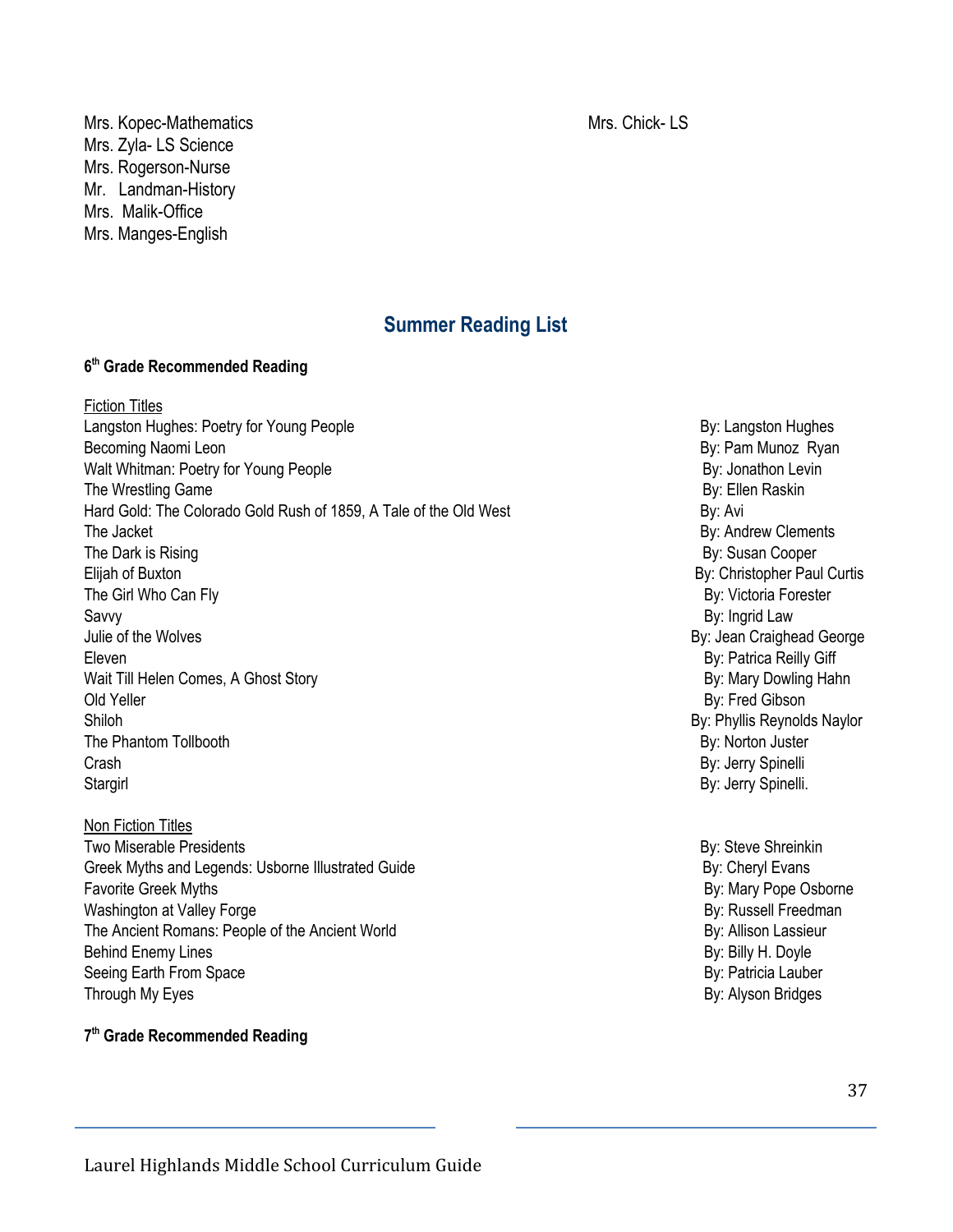Mrs. Kopec-Mathematics
Mrs. Zyla- LS Science
Mrs. Rogerson-Nurse
Mr. Landman-History
Mrs. Malik-Office
Mrs. Manges-English
Mrs. Chick- LS

## Summer Reading List

**6th Grade Recommended Reading**

Fiction Titles

| Title | Author |
|---|---|
| Langston Hughes: Poetry for Young People | By: Langston Hughes |
| Becoming Naomi Leon | By: Pam Munoz Ryan |
| Walt Whitman: Poetry for Young People | By: Jonathon Levin |
| The Wrestling Game | By: Ellen Raskin |
| Hard Gold: The Colorado Gold Rush of 1859, A Tale of the Old West | By: Avi |
| The Jacket | By: Andrew Clements |
| The Dark is Rising | By: Susan Cooper |
| Elijah of Buxton | By: Christopher Paul Curtis |
| The Girl Who Can Fly | By: Victoria Forester |
| Savvy | By: Ingrid Law |
| Julie of the Wolves | By: Jean Craighead George |
| Eleven | By: Patrica Reilly Giff |
| Wait Till Helen Comes, A Ghost Story | By: Mary Dowling Hahn |
| Old Yeller | By: Fred Gibson |
| Shiloh | By: Phyllis Reynolds Naylor |
| The Phantom Tollbooth | By: Norton Juster |
| Crash | By: Jerry Spinelli |
| Stargirl | By: Jerry Spinelli. |

Non Fiction Titles

| Title | Author |
|---|---|
| Two Miserable Presidents | By: Steve Shreinkin |
| Greek Myths and Legends: Usborne Illustrated Guide | By: Cheryl Evans |
| Favorite Greek Myths | By: Mary Pope Osborne |
| Washington at Valley Forge | By: Russell Freedman |
| The Ancient Romans: People of the Ancient World | By: Allison Lassieur |
| Behind Enemy Lines | By: Billy H. Doyle |
| Seeing Earth From Space | By: Patricia Lauber |
| Through My Eyes | By: Alyson Bridges |

**7th Grade Recommended Reading**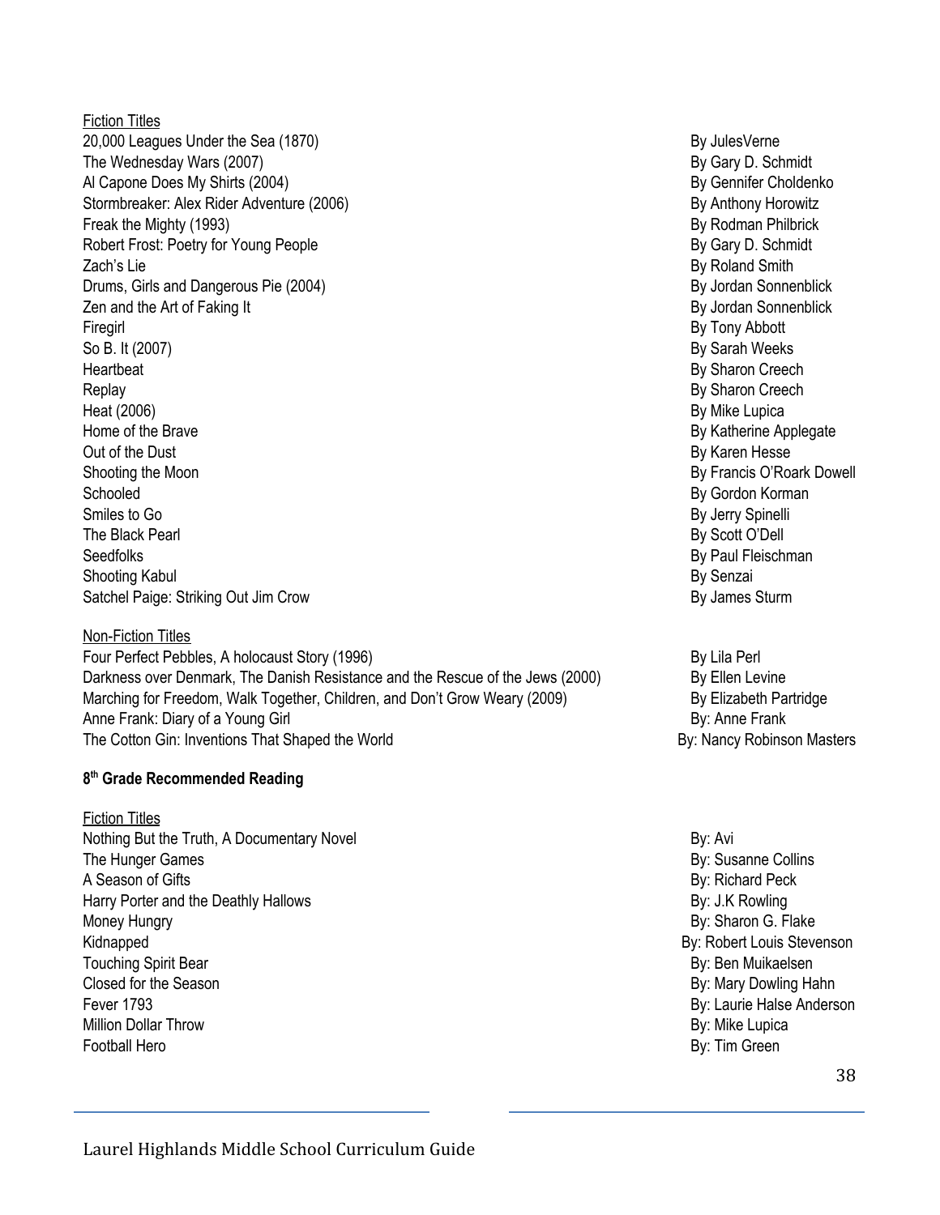Fiction Titles

| Title | Author |
|---|---|
| 20,000 Leagues Under the Sea (1870) | By JulesVerne |
| The Wednesday Wars (2007) | By Gary D. Schmidt |
| Al Capone Does My Shirts (2004) | By Gennifer Choldenko |
| Stormbreaker: Alex Rider Adventure (2006) | By Anthony Horowitz |
| Freak the Mighty (1993) | By Rodman Philbrick |
| Robert Frost: Poetry for Young People | By Gary D. Schmidt |
| Zach's Lie | By Roland Smith |
| Drums, Girls and Dangerous Pie (2004) | By Jordan Sonnenblick |
| Zen and the Art of Faking It | By Jordan Sonnenblick |
| Firegirl | By Tony Abbott |
| So B. It (2007) | By Sarah Weeks |
| Heartbeat | By Sharon Creech |
| Replay | By Sharon Creech |
| Heat (2006) | By Mike Lupica |
| Home of the Brave | By Katherine Applegate |
| Out of the Dust | By Karen Hesse |
| Shooting the Moon | By Francis O'Roark Dowell |
| Schooled | By Gordon Korman |
| Smiles to Go | By Jerry Spinelli |
| The Black Pearl | By Scott O'Dell |
| Seedfolks | By Paul Fleischman |
| Shooting Kabul | By Senzai |
| Satchel Paige: Striking Out Jim Crow | By James Sturm |

Non-Fiction Titles

| Title | Author |
|---|---|
| Four Perfect Pebbles, A holocaust Story (1996) | By Lila Perl |
| Darkness over Denmark, The Danish Resistance and the Rescue of the Jews (2000) | By Ellen Levine |
| Marching for Freedom, Walk Together, Children, and Don't Grow Weary (2009) | By Elizabeth Partridge |
| Anne Frank: Diary of a Young Girl | By: Anne Frank |
| The Cotton Gin: Inventions That Shaped the World | By: Nancy Robinson Masters |

**8th Grade Recommended Reading**

Fiction Titles

| Title | Author |
|---|---|
| Nothing But the Truth, A Documentary Novel | By: Avi |
| The Hunger Games | By: Susanne Collins |
| A Season of Gifts | By: Richard Peck |
| Harry Porter and the Deathly Hallows | By: J.K Rowling |
| Money Hungry | By: Sharon G. Flake |
| Kidnapped | By: Robert Louis Stevenson |
| Touching Spirit Bear | By: Ben Muikaelsen |
| Closed for the Season | By: Mary Dowling Hahn |
| Fever 1793 | By: Laurie Halse Anderson |
| Million Dollar Throw | By: Mike Lupica |
| Football Hero | By: Tim Green |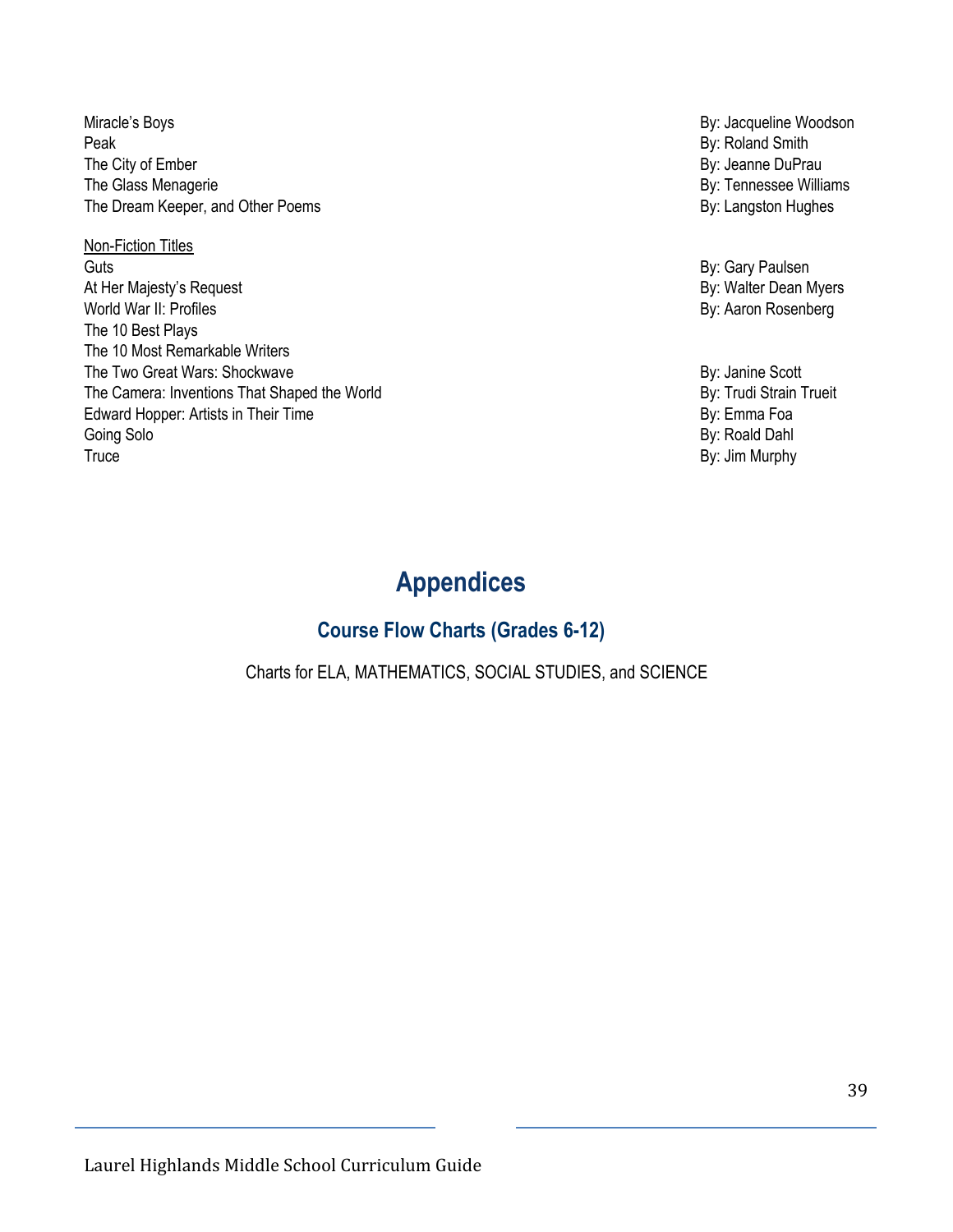Miracle's Boys — By: Jacqueline Woodson
Peak — By: Roland Smith
The City of Ember — By: Jeanne DuPrau
The Glass Menagerie — By: Tennessee Williams
The Dream Keeper, and Other Poems — By: Langston Hughes

<u>Non-Fiction Titles</u>

Guts — By: Gary Paulsen
At Her Majesty's Request — By: Walter Dean Myers
World War II: Profiles — By: Aaron Rosenberg
The 10 Best Plays
The 10 Most Remarkable Writers
The Two Great Wars: Shockwave — By: Janine Scott
The Camera: Inventions That Shaped the World — By: Trudi Strain Trueit
Edward Hopper: Artists in Their Time — By: Emma Foa
Going Solo — By: Roald Dahl
Truce — By: Jim Murphy

# Appendices

## Course Flow Charts (Grades 6-12)

Charts for ELA, MATHEMATICS, SOCIAL STUDIES, and SCIENCE